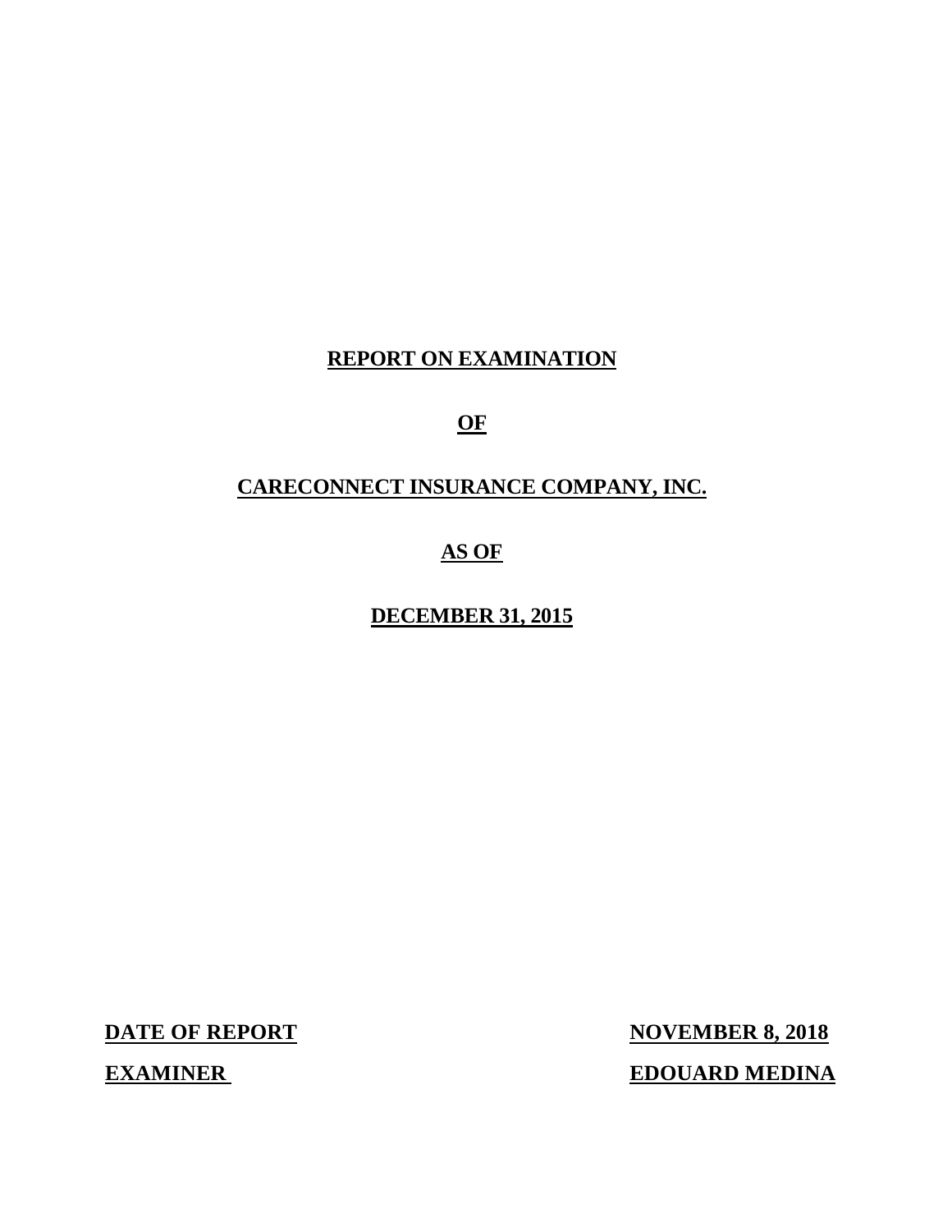# **REPORT ON EXAMINATION**

# **OF**

# **CARECONNECT INSURANCE COMPANY, INC.**

# **AS OF**

# **DECEMBER 31, 2015**

| | |
|---|---|
| **DATE OF REPORT** | **NOVEMBER 8, 2018** |
| **EXAMINER** | **EDOUARD MEDINA** |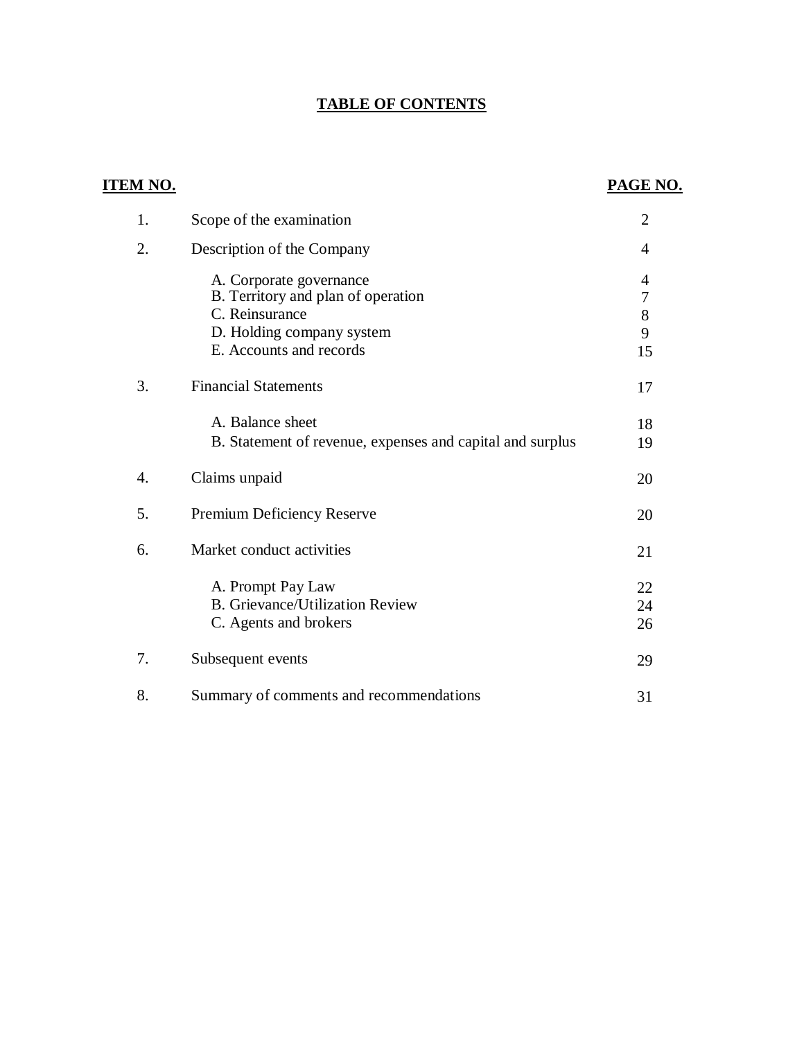# TABLE OF CONTENTS

| ITEM NO. | | PAGE NO. |
|---|---|---|
| 1. | Scope of the examination | 2 |
| 2. | Description of the Company | 4 |
| | A. Corporate governance | 4 |
| | B. Territory and plan of operation | 7 |
| | C. Reinsurance | 8 |
| | D. Holding company system | 9 |
| | E. Accounts and records | 15 |
| 3. | Financial Statements | 17 |
| | A. Balance sheet | 18 |
| | B. Statement of revenue, expenses and capital and surplus | 19 |
| 4. | Claims unpaid | 20 |
| 5. | Premium Deficiency Reserve | 20 |
| 6. | Market conduct activities | 21 |
| | A. Prompt Pay Law | 22 |
| | B. Grievance/Utilization Review | 24 |
| | C. Agents and brokers | 26 |
| 7. | Subsequent events | 29 |
| 8. | Summary of comments and recommendations | 31 |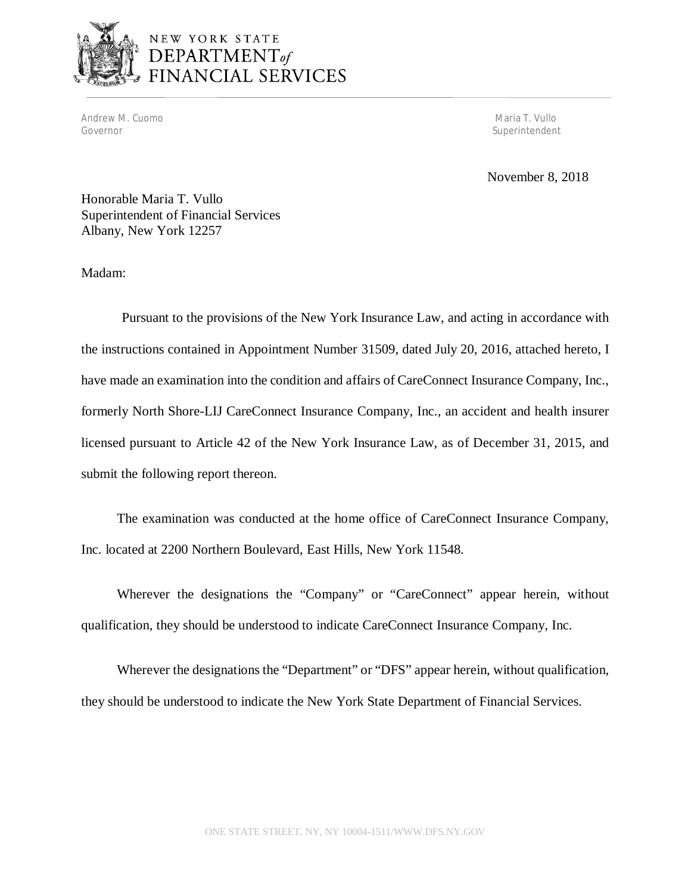NEW YORK STATE
DEPARTMENT of
FINANCIAL SERVICES

Andrew M. Cuomo
Governor

Maria T. Vullo
Superintendent

November 8, 2018

Honorable Maria T. Vullo
Superintendent of Financial Services
Albany, New York 12257

Madam:

Pursuant to the provisions of the New York Insurance Law, and acting in accordance with the instructions contained in Appointment Number 31509, dated July 20, 2016, attached hereto, I have made an examination into the condition and affairs of CareConnect Insurance Company, Inc., formerly North Shore-LIJ CareConnect Insurance Company, Inc., an accident and health insurer licensed pursuant to Article 42 of the New York Insurance Law, as of December 31, 2015, and submit the following report thereon.

The examination was conducted at the home office of CareConnect Insurance Company, Inc. located at 2200 Northern Boulevard, East Hills, New York 11548.

Wherever the designations the "Company" or "CareConnect" appear herein, without qualification, they should be understood to indicate CareConnect Insurance Company, Inc.

Wherever the designations the "Department" or "DFS" appear herein, without qualification, they should be understood to indicate the New York State Department of Financial Services.

ONE STATE STREET, NY, NY 10004-1511/WWW.DFS.NY.GOV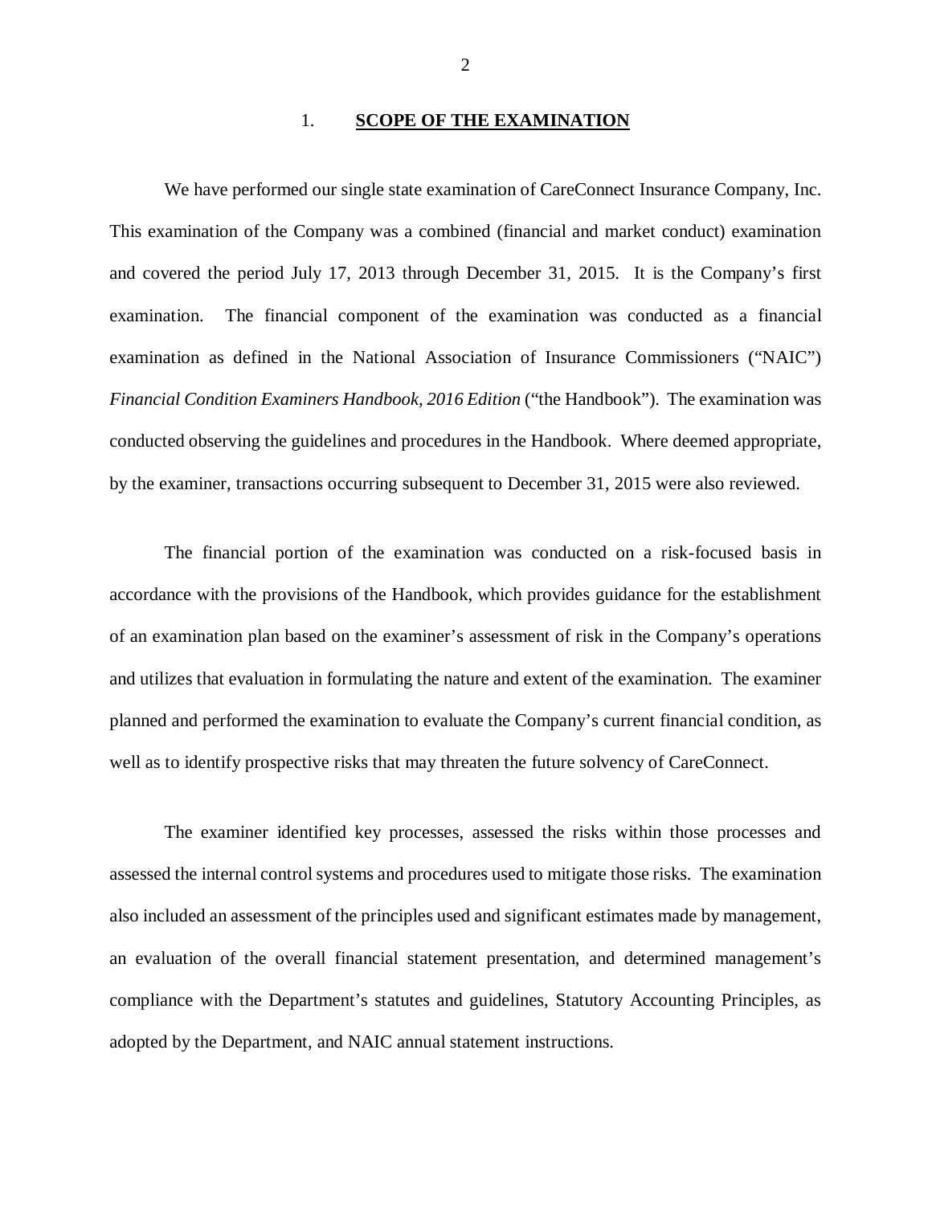## 1. **SCOPE OF THE EXAMINATION**

We have performed our single state examination of CareConnect Insurance Company, Inc. This examination of the Company was a combined (financial and market conduct) examination and covered the period July 17, 2013 through December 31, 2015. It is the Company's first examination. The financial component of the examination was conducted as a financial examination as defined in the National Association of Insurance Commissioners ("NAIC") *Financial Condition Examiners Handbook, 2016 Edition* ("the Handbook"). The examination was conducted observing the guidelines and procedures in the Handbook. Where deemed appropriate, by the examiner, transactions occurring subsequent to December 31, 2015 were also reviewed.

The financial portion of the examination was conducted on a risk-focused basis in accordance with the provisions of the Handbook, which provides guidance for the establishment of an examination plan based on the examiner's assessment of risk in the Company's operations and utilizes that evaluation in formulating the nature and extent of the examination. The examiner planned and performed the examination to evaluate the Company's current financial condition, as well as to identify prospective risks that may threaten the future solvency of CareConnect.

The examiner identified key processes, assessed the risks within those processes and assessed the internal control systems and procedures used to mitigate those risks. The examination also included an assessment of the principles used and significant estimates made by management, an evaluation of the overall financial statement presentation, and determined management's compliance with the Department's statutes and guidelines, Statutory Accounting Principles, as adopted by the Department, and NAIC annual statement instructions.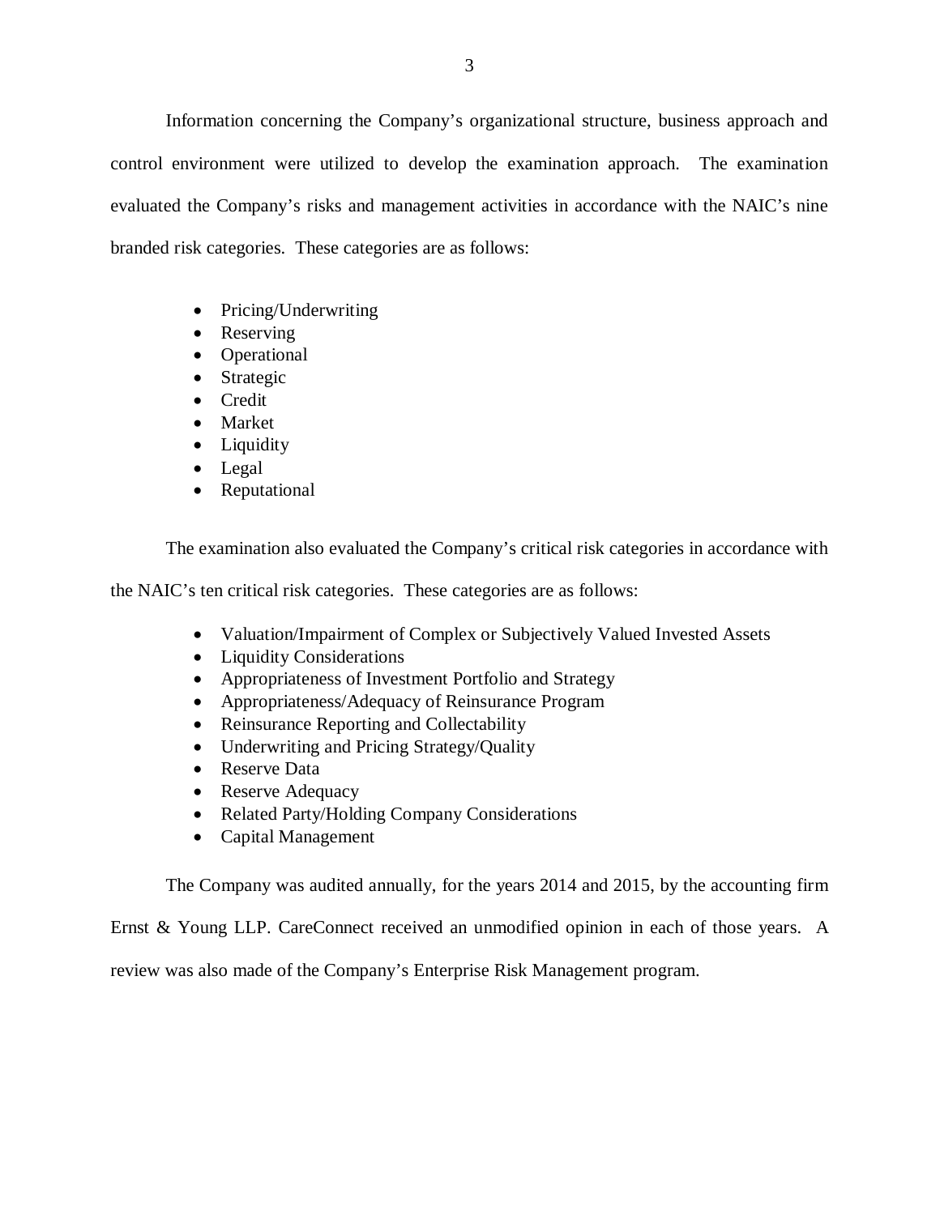Information concerning the Company's organizational structure, business approach and control environment were utilized to develop the examination approach. The examination evaluated the Company's risks and management activities in accordance with the NAIC's nine branded risk categories. These categories are as follows:

- Pricing/Underwriting
- Reserving
- Operational
- Strategic
- Credit
- Market
- Liquidity
- Legal
- Reputational

The examination also evaluated the Company's critical risk categories in accordance with the NAIC's ten critical risk categories. These categories are as follows:

- Valuation/Impairment of Complex or Subjectively Valued Invested Assets
- Liquidity Considerations
- Appropriateness of Investment Portfolio and Strategy
- Appropriateness/Adequacy of Reinsurance Program
- Reinsurance Reporting and Collectability
- Underwriting and Pricing Strategy/Quality
- Reserve Data
- Reserve Adequacy
- Related Party/Holding Company Considerations
- Capital Management

The Company was audited annually, for the years 2014 and 2015, by the accounting firm Ernst & Young LLP. CareConnect received an unmodified opinion in each of those years. A review was also made of the Company's Enterprise Risk Management program.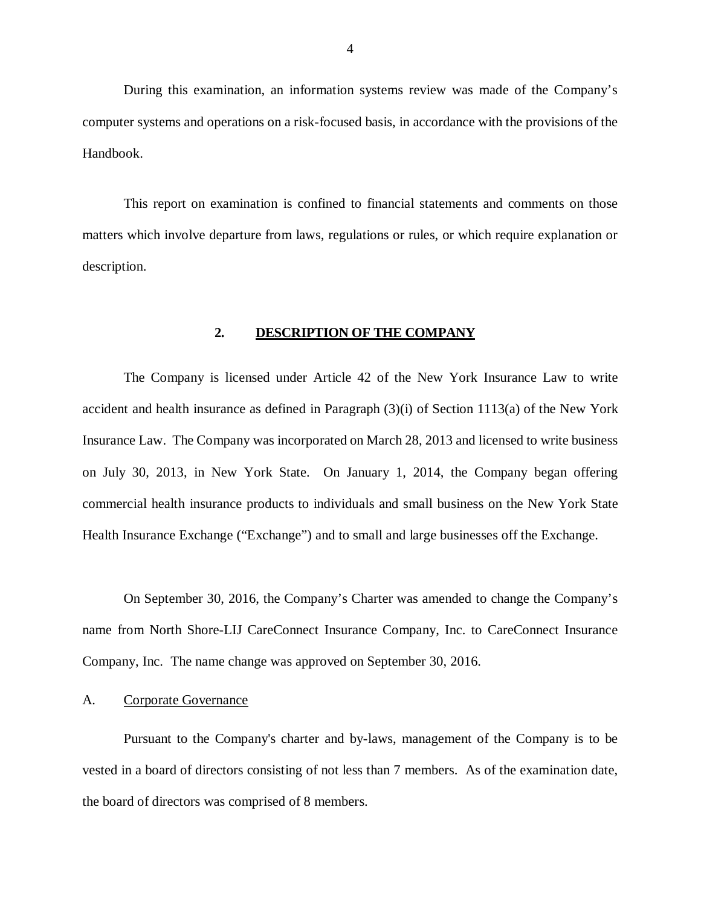During this examination, an information systems review was made of the Company's computer systems and operations on a risk-focused basis, in accordance with the provisions of the Handbook.

This report on examination is confined to financial statements and comments on those matters which involve departure from laws, regulations or rules, or which require explanation or description.

## 2. DESCRIPTION OF THE COMPANY

The Company is licensed under Article 42 of the New York Insurance Law to write accident and health insurance as defined in Paragraph (3)(i) of Section 1113(a) of the New York Insurance Law. The Company was incorporated on March 28, 2013 and licensed to write business on July 30, 2013, in New York State. On January 1, 2014, the Company began offering commercial health insurance products to individuals and small business on the New York State Health Insurance Exchange ("Exchange") and to small and large businesses off the Exchange.

On September 30, 2016, the Company's Charter was amended to change the Company's name from North Shore-LIJ CareConnect Insurance Company, Inc. to CareConnect Insurance Company, Inc. The name change was approved on September 30, 2016.

### A. Corporate Governance

Pursuant to the Company's charter and by-laws, management of the Company is to be vested in a board of directors consisting of not less than 7 members. As of the examination date, the board of directors was comprised of 8 members.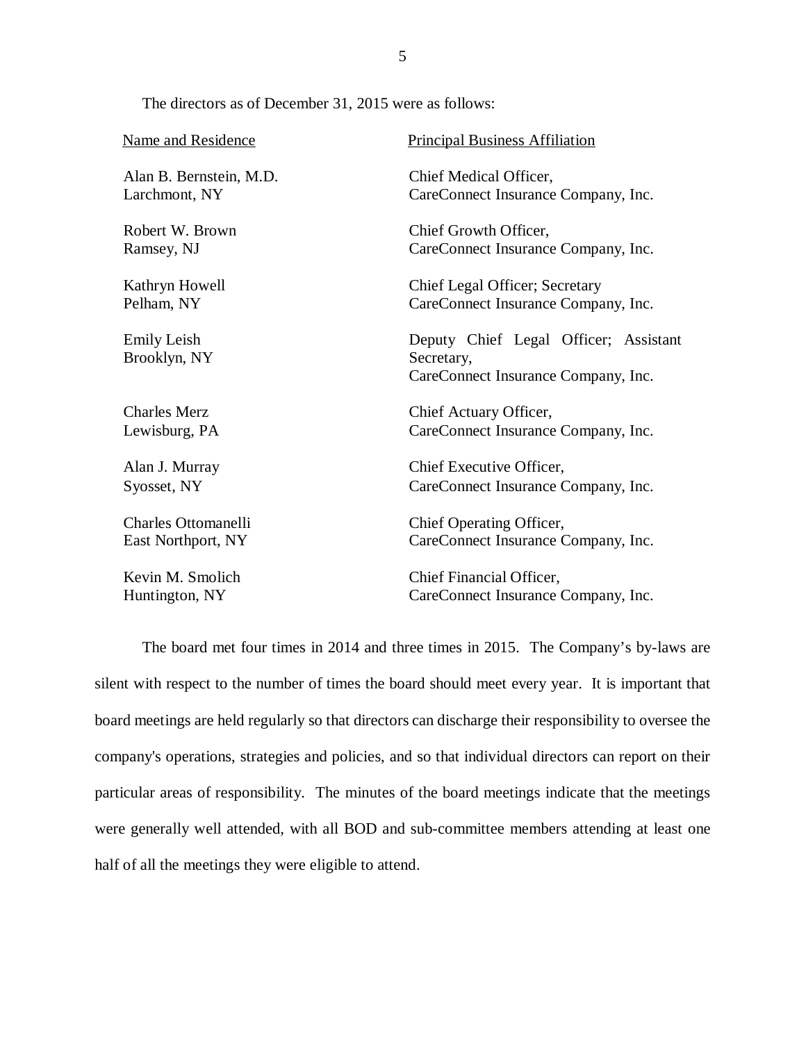The directors as of December 31, 2015 were as follows:

| Name and Residence | Principal Business Affiliation |
|---|---|
| Alan B. Bernstein, M.D.<br>Larchmont, NY | Chief Medical Officer,<br>CareConnect Insurance Company, Inc. |
| Robert W. Brown<br>Ramsey, NJ | Chief Growth Officer,<br>CareConnect Insurance Company, Inc. |
| Kathryn Howell<br>Pelham, NY | Chief Legal Officer; Secretary<br>CareConnect Insurance Company, Inc. |
| Emily Leish<br>Brooklyn, NY | Deputy Chief Legal Officer; Assistant Secretary,<br>CareConnect Insurance Company, Inc. |
| Charles Merz<br>Lewisburg, PA | Chief Actuary Officer,<br>CareConnect Insurance Company, Inc. |
| Alan J. Murray<br>Syosset, NY | Chief Executive Officer,<br>CareConnect Insurance Company, Inc. |
| Charles Ottomanelli<br>East Northport, NY | Chief Operating Officer,<br>CareConnect Insurance Company, Inc. |
| Kevin M. Smolich<br>Huntington, NY | Chief Financial Officer,<br>CareConnect Insurance Company, Inc. |

The board met four times in 2014 and three times in 2015. The Company's by-laws are silent with respect to the number of times the board should meet every year. It is important that board meetings are held regularly so that directors can discharge their responsibility to oversee the company's operations, strategies and policies, and so that individual directors can report on their particular areas of responsibility. The minutes of the board meetings indicate that the meetings were generally well attended, with all BOD and sub-committee members attending at least one half of all the meetings they were eligible to attend.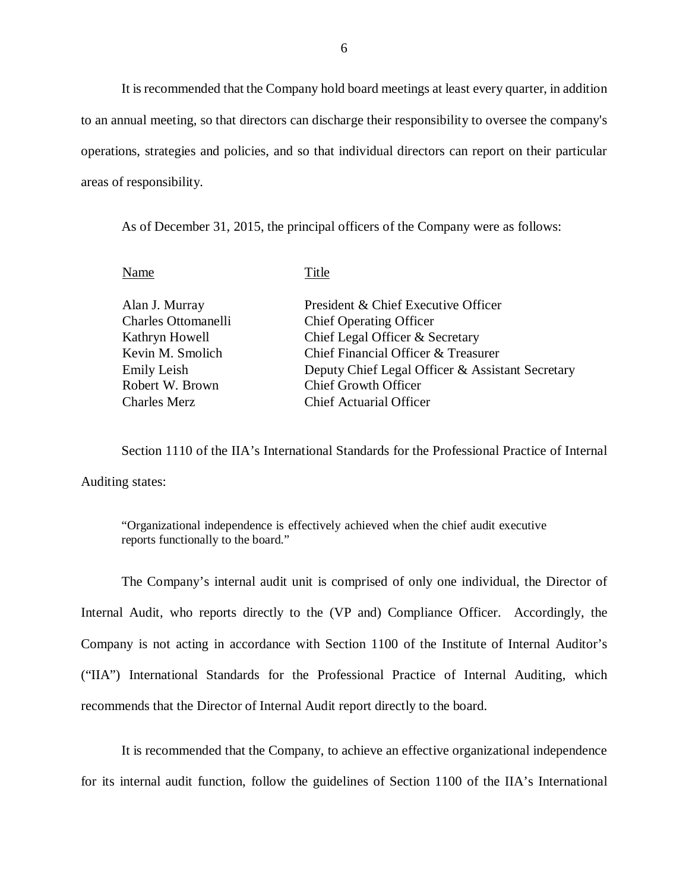It is recommended that the Company hold board meetings at least every quarter, in addition to an annual meeting, so that directors can discharge their responsibility to oversee the company's operations, strategies and policies, and so that individual directors can report on their particular areas of responsibility.

As of December 31, 2015, the principal officers of the Company were as follows:

| Name | Title |
|---|---|
| Alan J. Murray | President & Chief Executive Officer |
| Charles Ottomanelli | Chief Operating Officer |
| Kathryn Howell | Chief Legal Officer & Secretary |
| Kevin M. Smolich | Chief Financial Officer & Treasurer |
| Emily Leish | Deputy Chief Legal Officer & Assistant Secretary |
| Robert W. Brown | Chief Growth Officer |
| Charles Merz | Chief Actuarial Officer |

Section 1110 of the IIA's International Standards for the Professional Practice of Internal Auditing states:

> "Organizational independence is effectively achieved when the chief audit executive reports functionally to the board."

The Company's internal audit unit is comprised of only one individual, the Director of Internal Audit, who reports directly to the (VP and) Compliance Officer. Accordingly, the Company is not acting in accordance with Section 1100 of the Institute of Internal Auditor's ("IIA") International Standards for the Professional Practice of Internal Auditing, which recommends that the Director of Internal Audit report directly to the board.

It is recommended that the Company, to achieve an effective organizational independence for its internal audit function, follow the guidelines of Section 1100 of the IIA's International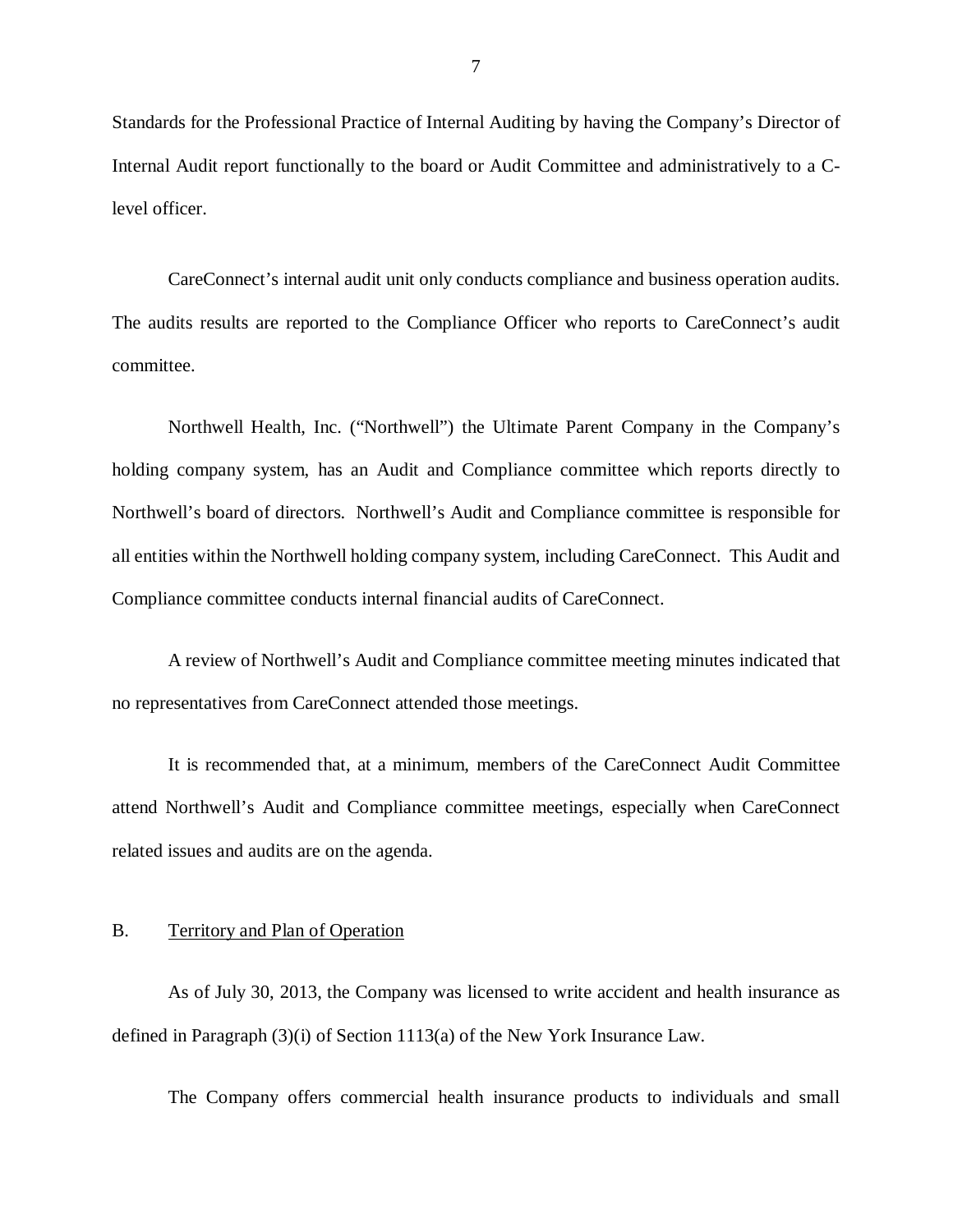Standards for the Professional Practice of Internal Auditing by having the Company's Director of Internal Audit report functionally to the board or Audit Committee and administratively to a C-level officer.

CareConnect's internal audit unit only conducts compliance and business operation audits. The audits results are reported to the Compliance Officer who reports to CareConnect's audit committee.

Northwell Health, Inc. ("Northwell") the Ultimate Parent Company in the Company's holding company system, has an Audit and Compliance committee which reports directly to Northwell's board of directors. Northwell's Audit and Compliance committee is responsible for all entities within the Northwell holding company system, including CareConnect. This Audit and Compliance committee conducts internal financial audits of CareConnect.

A review of Northwell's Audit and Compliance committee meeting minutes indicated that no representatives from CareConnect attended those meetings.

It is recommended that, at a minimum, members of the CareConnect Audit Committee attend Northwell's Audit and Compliance committee meetings, especially when CareConnect related issues and audits are on the agenda.

## B. Territory and Plan of Operation

As of July 30, 2013, the Company was licensed to write accident and health insurance as defined in Paragraph (3)(i) of Section 1113(a) of the New York Insurance Law.

The Company offers commercial health insurance products to individuals and small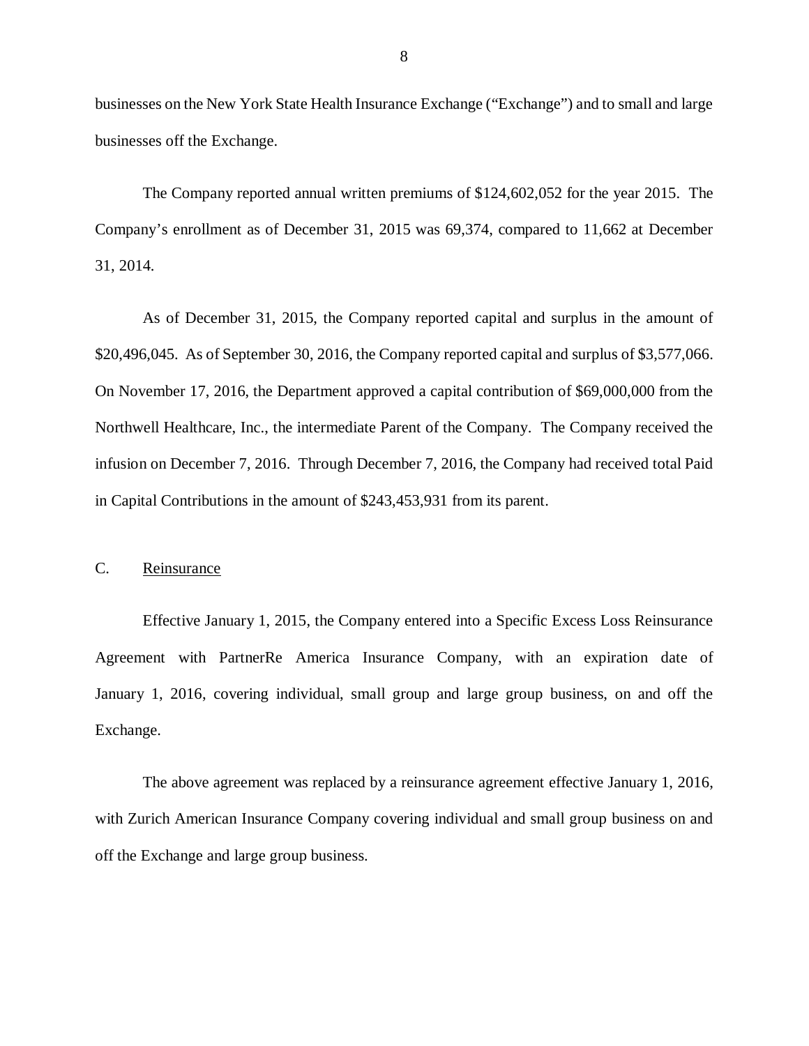businesses on the New York State Health Insurance Exchange ("Exchange") and to small and large businesses off the Exchange.

The Company reported annual written premiums of $124,602,052 for the year 2015. The Company's enrollment as of December 31, 2015 was 69,374, compared to 11,662 at December 31, 2014.

As of December 31, 2015, the Company reported capital and surplus in the amount of $20,496,045. As of September 30, 2016, the Company reported capital and surplus of $3,577,066. On November 17, 2016, the Department approved a capital contribution of $69,000,000 from the Northwell Healthcare, Inc., the intermediate Parent of the Company. The Company received the infusion on December 7, 2016. Through December 7, 2016, the Company had received total Paid in Capital Contributions in the amount of $243,453,931 from its parent.

### C. Reinsurance

Effective January 1, 2015, the Company entered into a Specific Excess Loss Reinsurance Agreement with PartnerRe America Insurance Company, with an expiration date of January 1, 2016, covering individual, small group and large group business, on and off the Exchange.

The above agreement was replaced by a reinsurance agreement effective January 1, 2016, with Zurich American Insurance Company covering individual and small group business on and off the Exchange and large group business.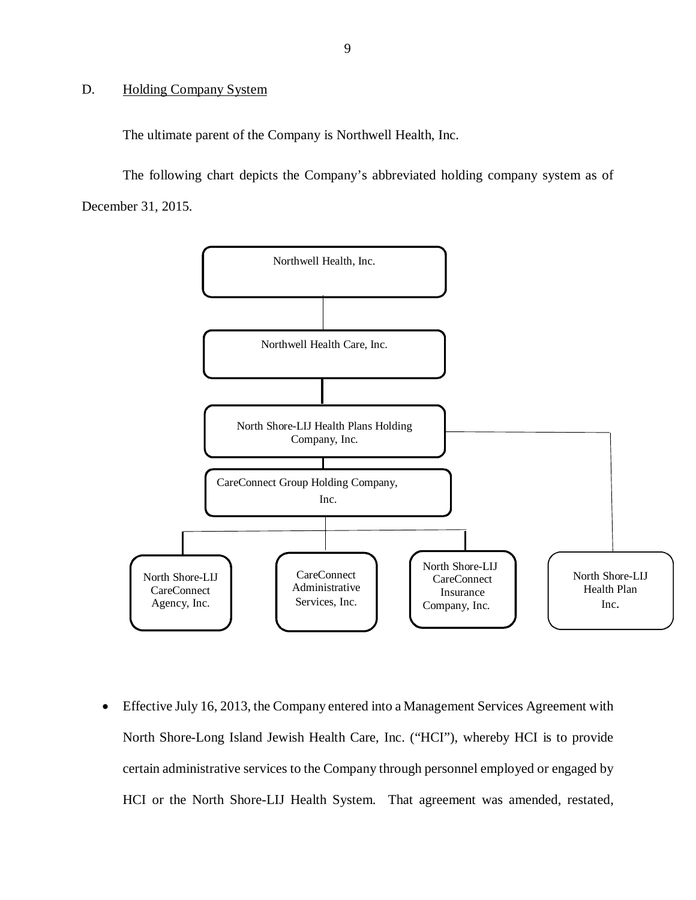D. Holding Company System

The ultimate parent of the Company is Northwell Health, Inc.

The following chart depicts the Company's abbreviated holding company system as of December 31, 2015.

- Northwell Health, Inc.
  - Northwell Health Care, Inc.
    - North Shore-LIJ Health Plans Holding Company, Inc.
      - CareConnect Group Holding Company, Inc.
        - North Shore-LIJ CareConnect Agency, Inc.
        - CareConnect Administrative Services, Inc.
        - North Shore-LIJ CareConnect Insurance Company, Inc.
      - North Shore-LIJ Health Plan Inc.

- Effective July 16, 2013, the Company entered into a Management Services Agreement with North Shore-Long Island Jewish Health Care, Inc. ("HCI"), whereby HCI is to provide certain administrative services to the Company through personnel employed or engaged by HCI or the North Shore-LIJ Health System. That agreement was amended, restated,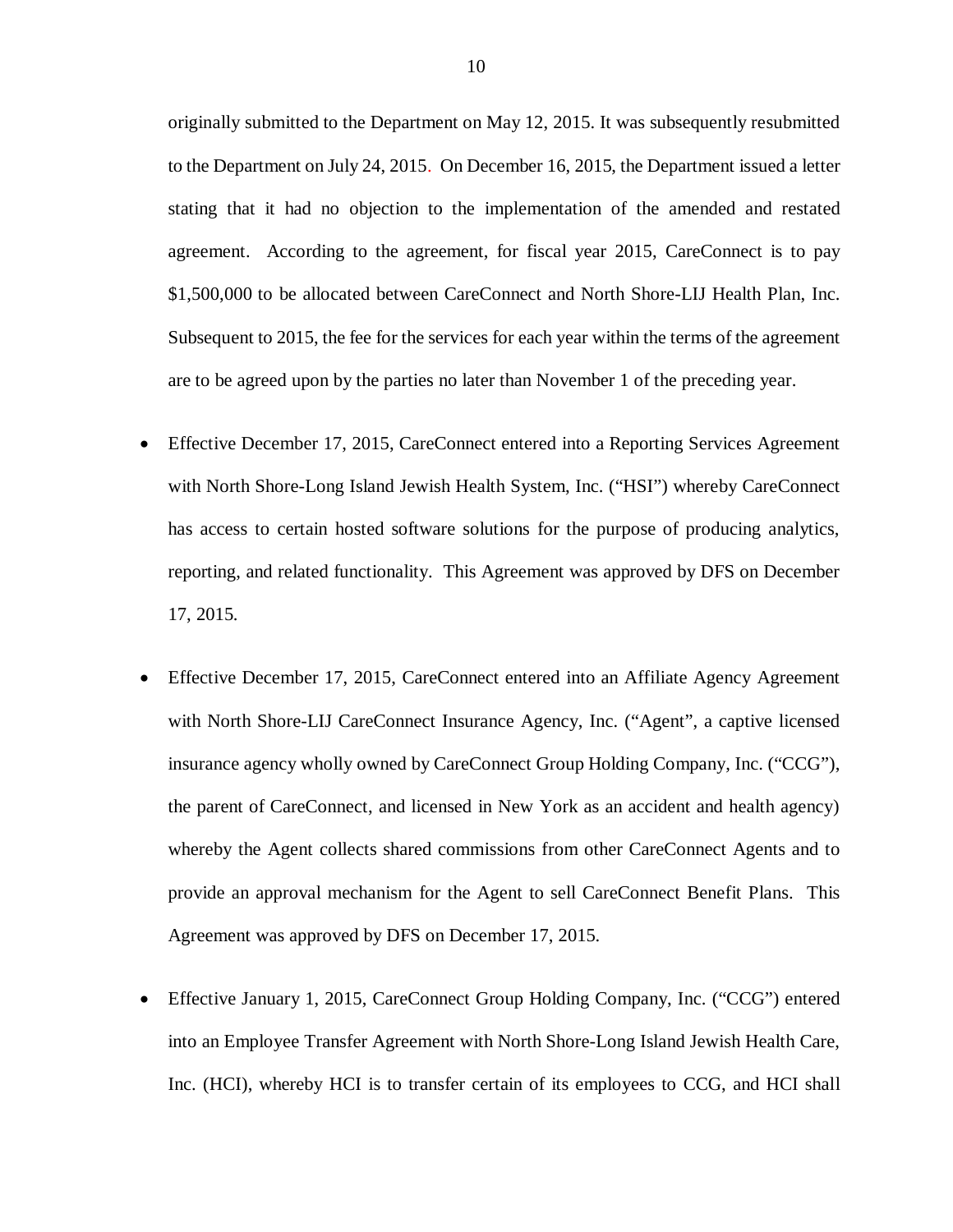originally submitted to the Department on May 12, 2015. It was subsequently resubmitted to the Department on July 24, 2015. On December 16, 2015, the Department issued a letter stating that it had no objection to the implementation of the amended and restated agreement. According to the agreement, for fiscal year 2015, CareConnect is to pay $1,500,000 to be allocated between CareConnect and North Shore-LIJ Health Plan, Inc. Subsequent to 2015, the fee for the services for each year within the terms of the agreement are to be agreed upon by the parties no later than November 1 of the preceding year.

- Effective December 17, 2015, CareConnect entered into a Reporting Services Agreement with North Shore-Long Island Jewish Health System, Inc. ("HSI") whereby CareConnect has access to certain hosted software solutions for the purpose of producing analytics, reporting, and related functionality. This Agreement was approved by DFS on December 17, 2015.

- Effective December 17, 2015, CareConnect entered into an Affiliate Agency Agreement with North Shore-LIJ CareConnect Insurance Agency, Inc. ("Agent", a captive licensed insurance agency wholly owned by CareConnect Group Holding Company, Inc. ("CCG"), the parent of CareConnect, and licensed in New York as an accident and health agency) whereby the Agent collects shared commissions from other CareConnect Agents and to provide an approval mechanism for the Agent to sell CareConnect Benefit Plans. This Agreement was approved by DFS on December 17, 2015.

- Effective January 1, 2015, CareConnect Group Holding Company, Inc. ("CCG") entered into an Employee Transfer Agreement with North Shore-Long Island Jewish Health Care, Inc. (HCI), whereby HCI is to transfer certain of its employees to CCG, and HCI shall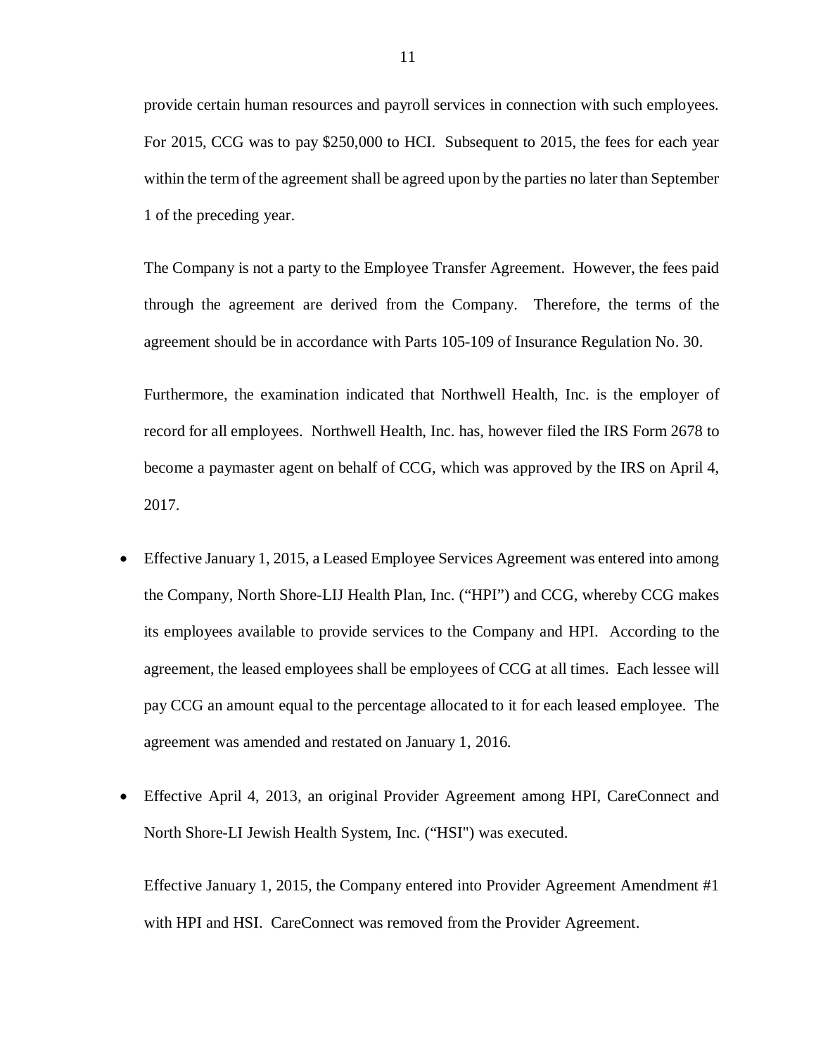provide certain human resources and payroll services in connection with such employees. For 2015, CCG was to pay $250,000 to HCI. Subsequent to 2015, the fees for each year within the term of the agreement shall be agreed upon by the parties no later than September 1 of the preceding year.

The Company is not a party to the Employee Transfer Agreement. However, the fees paid through the agreement are derived from the Company. Therefore, the terms of the agreement should be in accordance with Parts 105-109 of Insurance Regulation No. 30.

Furthermore, the examination indicated that Northwell Health, Inc. is the employer of record for all employees. Northwell Health, Inc. has, however filed the IRS Form 2678 to become a paymaster agent on behalf of CCG, which was approved by the IRS on April 4, 2017.

- Effective January 1, 2015, a Leased Employee Services Agreement was entered into among the Company, North Shore-LIJ Health Plan, Inc. ("HPI") and CCG, whereby CCG makes its employees available to provide services to the Company and HPI. According to the agreement, the leased employees shall be employees of CCG at all times. Each lessee will pay CCG an amount equal to the percentage allocated to it for each leased employee. The agreement was amended and restated on January 1, 2016.

- Effective April 4, 2013, an original Provider Agreement among HPI, CareConnect and North Shore-LI Jewish Health System, Inc. ("HSI") was executed.

  Effective January 1, 2015, the Company entered into Provider Agreement Amendment #1 with HPI and HSI. CareConnect was removed from the Provider Agreement.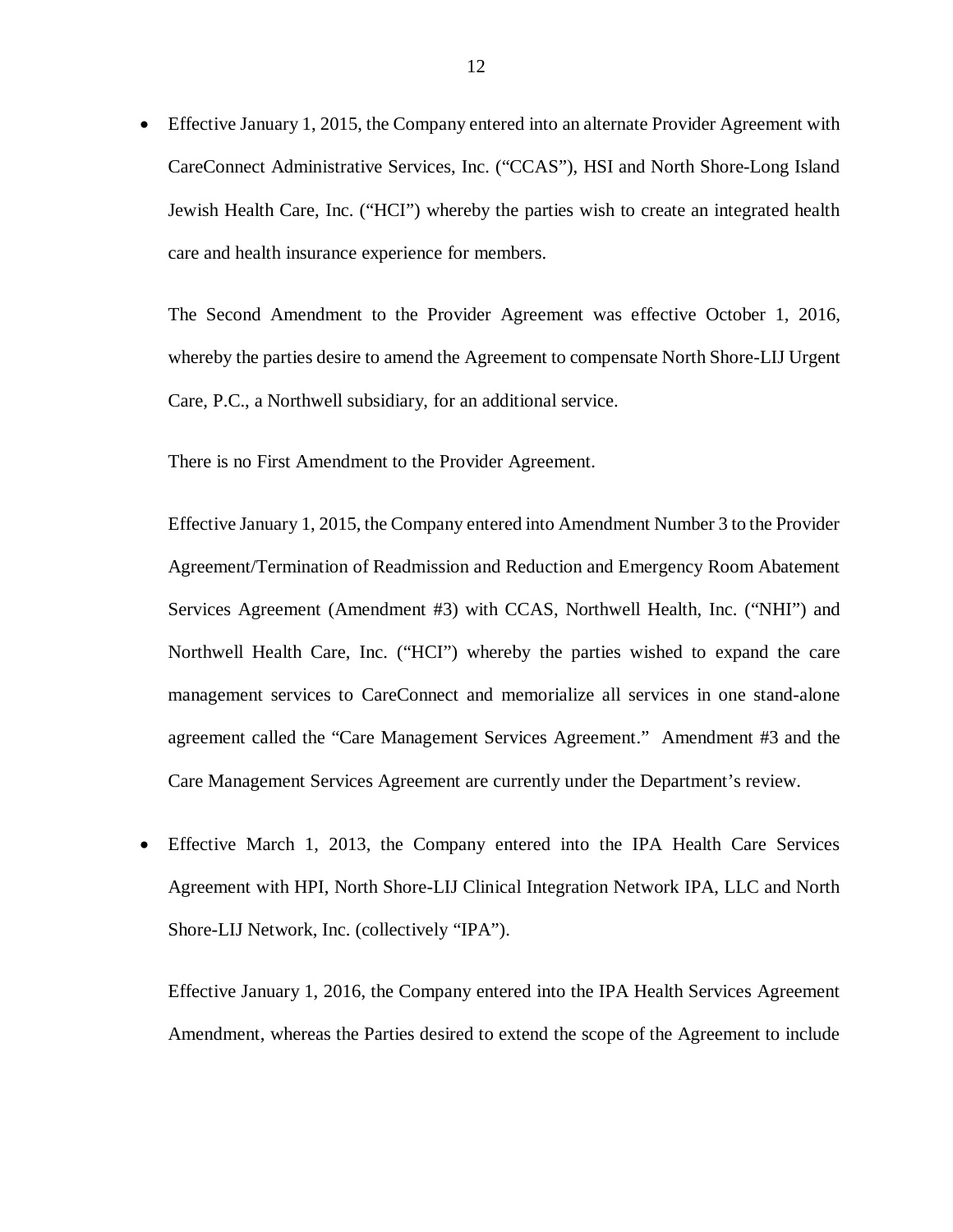- Effective January 1, 2015, the Company entered into an alternate Provider Agreement with CareConnect Administrative Services, Inc. ("CCAS"), HSI and North Shore-Long Island Jewish Health Care, Inc. ("HCI") whereby the parties wish to create an integrated health care and health insurance experience for members.

  The Second Amendment to the Provider Agreement was effective October 1, 2016, whereby the parties desire to amend the Agreement to compensate North Shore-LIJ Urgent Care, P.C., a Northwell subsidiary, for an additional service.

  There is no First Amendment to the Provider Agreement.

  Effective January 1, 2015, the Company entered into Amendment Number 3 to the Provider Agreement/Termination of Readmission and Reduction and Emergency Room Abatement Services Agreement (Amendment #3) with CCAS, Northwell Health, Inc. ("NHI") and Northwell Health Care, Inc. ("HCI") whereby the parties wished to expand the care management services to CareConnect and memorialize all services in one stand-alone agreement called the "Care Management Services Agreement." Amendment #3 and the Care Management Services Agreement are currently under the Department's review.

- Effective March 1, 2013, the Company entered into the IPA Health Care Services Agreement with HPI, North Shore-LIJ Clinical Integration Network IPA, LLC and North Shore-LIJ Network, Inc. (collectively "IPA").

  Effective January 1, 2016, the Company entered into the IPA Health Services Agreement Amendment, whereas the Parties desired to extend the scope of the Agreement to include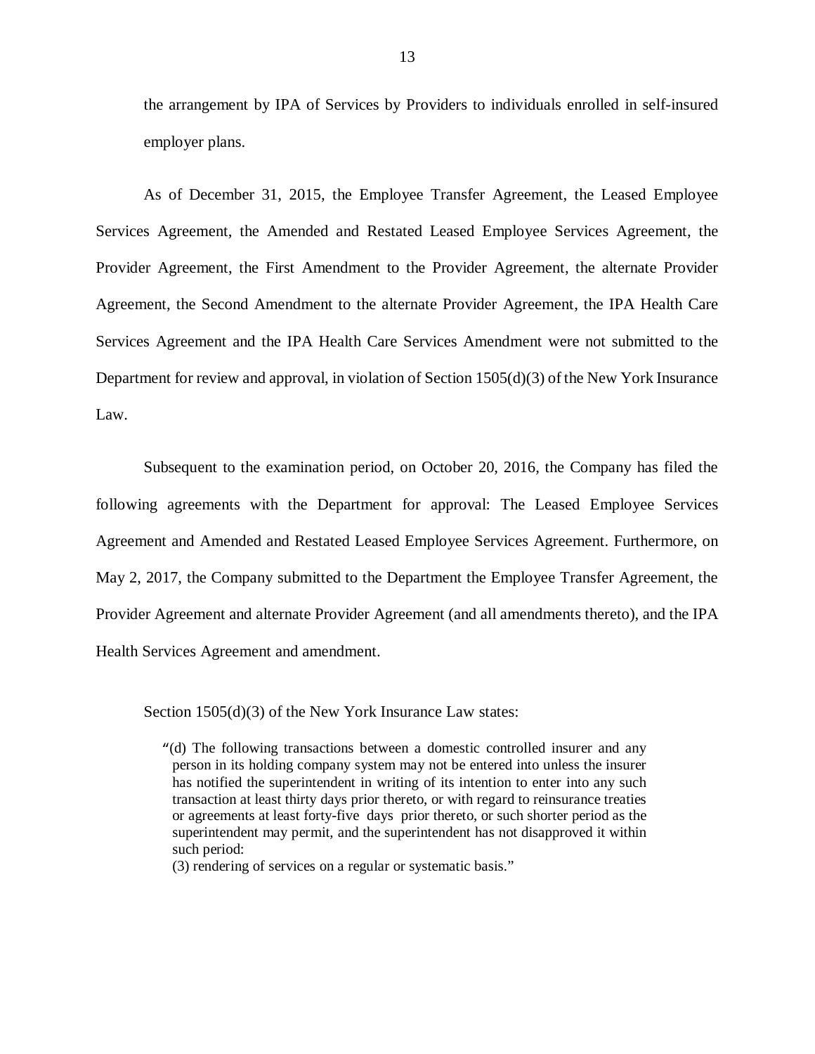the arrangement by IPA of Services by Providers to individuals enrolled in self-insured employer plans.

As of December 31, 2015, the Employee Transfer Agreement, the Leased Employee Services Agreement, the Amended and Restated Leased Employee Services Agreement, the Provider Agreement, the First Amendment to the Provider Agreement, the alternate Provider Agreement, the Second Amendment to the alternate Provider Agreement, the IPA Health Care Services Agreement and the IPA Health Care Services Amendment were not submitted to the Department for review and approval, in violation of Section 1505(d)(3) of the New York Insurance Law.

Subsequent to the examination period, on October 20, 2016, the Company has filed the following agreements with the Department for approval: The Leased Employee Services Agreement and Amended and Restated Leased Employee Services Agreement. Furthermore, on May 2, 2017, the Company submitted to the Department the Employee Transfer Agreement, the Provider Agreement and alternate Provider Agreement (and all amendments thereto), and the IPA Health Services Agreement and amendment.

Section 1505(d)(3) of the New York Insurance Law states:

> "(d) The following transactions between a domestic controlled insurer and any person in its holding company system may not be entered into unless the insurer has notified the superintendent in writing of its intention to enter into any such transaction at least thirty days prior thereto, or with regard to reinsurance treaties or agreements at least forty-five days prior thereto, or such shorter period as the superintendent may permit, and the superintendent has not disapproved it within such period:
> (3) rendering of services on a regular or systematic basis."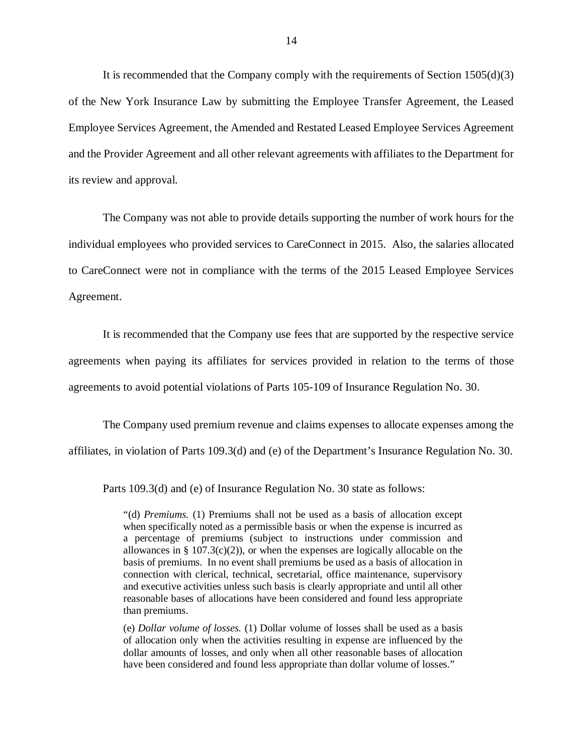It is recommended that the Company comply with the requirements of Section 1505(d)(3) of the New York Insurance Law by submitting the Employee Transfer Agreement, the Leased Employee Services Agreement, the Amended and Restated Leased Employee Services Agreement and the Provider Agreement and all other relevant agreements with affiliates to the Department for its review and approval.

The Company was not able to provide details supporting the number of work hours for the individual employees who provided services to CareConnect in 2015. Also, the salaries allocated to CareConnect were not in compliance with the terms of the 2015 Leased Employee Services Agreement.

It is recommended that the Company use fees that are supported by the respective service agreements when paying its affiliates for services provided in relation to the terms of those agreements to avoid potential violations of Parts 105-109 of Insurance Regulation No. 30.

The Company used premium revenue and claims expenses to allocate expenses among the affiliates, in violation of Parts 109.3(d) and (e) of the Department's Insurance Regulation No. 30.

Parts 109.3(d) and (e) of Insurance Regulation No. 30 state as follows:

> "(d) *Premiums.* (1) Premiums shall not be used as a basis of allocation except when specifically noted as a permissible basis or when the expense is incurred as a percentage of premiums (subject to instructions under commission and allowances in § 107.3(c)(2)), or when the expenses are logically allocable on the basis of premiums. In no event shall premiums be used as a basis of allocation in connection with clerical, technical, secretarial, office maintenance, supervisory and executive activities unless such basis is clearly appropriate and until all other reasonable bases of allocations have been considered and found less appropriate than premiums.
>
> (e) *Dollar volume of losses.* (1) Dollar volume of losses shall be used as a basis of allocation only when the activities resulting in expense are influenced by the dollar amounts of losses, and only when all other reasonable bases of allocation have been considered and found less appropriate than dollar volume of losses."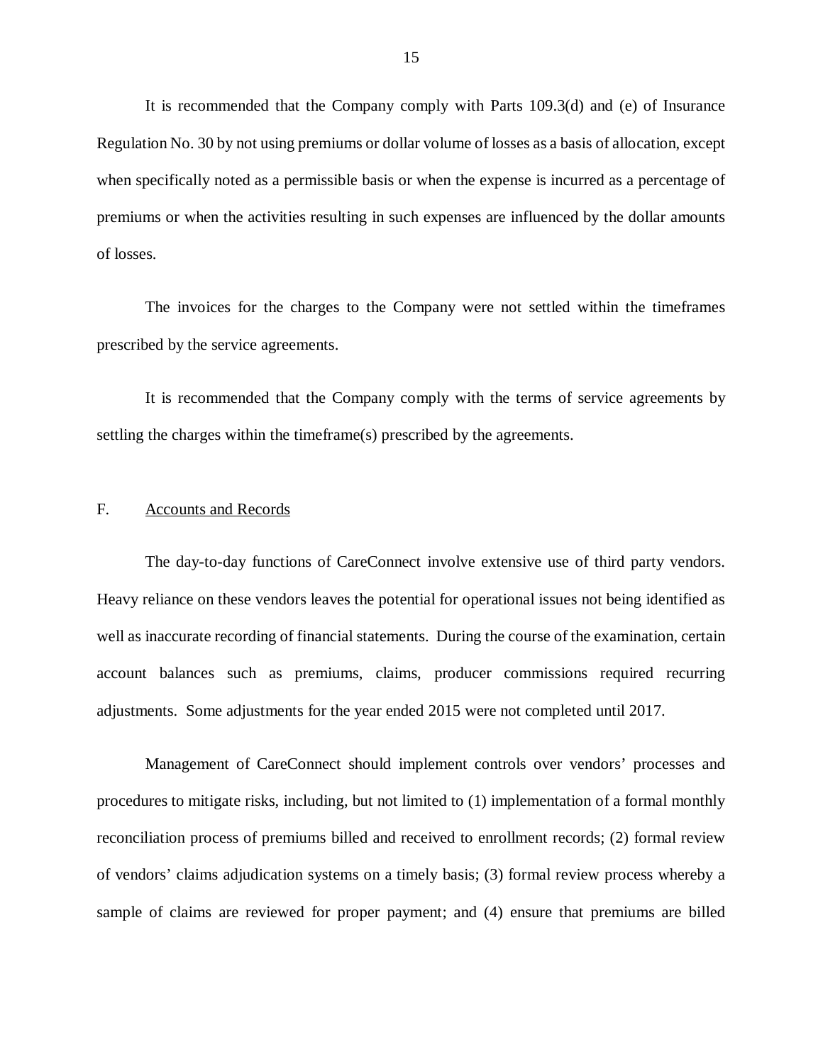It is recommended that the Company comply with Parts 109.3(d) and (e) of Insurance Regulation No. 30 by not using premiums or dollar volume of losses as a basis of allocation, except when specifically noted as a permissible basis or when the expense is incurred as a percentage of premiums or when the activities resulting in such expenses are influenced by the dollar amounts of losses.

The invoices for the charges to the Company were not settled within the timeframes prescribed by the service agreements.

It is recommended that the Company comply with the terms of service agreements by settling the charges within the timeframe(s) prescribed by the agreements.

## F. Accounts and Records

The day-to-day functions of CareConnect involve extensive use of third party vendors. Heavy reliance on these vendors leaves the potential for operational issues not being identified as well as inaccurate recording of financial statements. During the course of the examination, certain account balances such as premiums, claims, producer commissions required recurring adjustments. Some adjustments for the year ended 2015 were not completed until 2017.

Management of CareConnect should implement controls over vendors' processes and procedures to mitigate risks, including, but not limited to (1) implementation of a formal monthly reconciliation process of premiums billed and received to enrollment records; (2) formal review of vendors' claims adjudication systems on a timely basis; (3) formal review process whereby a sample of claims are reviewed for proper payment; and (4) ensure that premiums are billed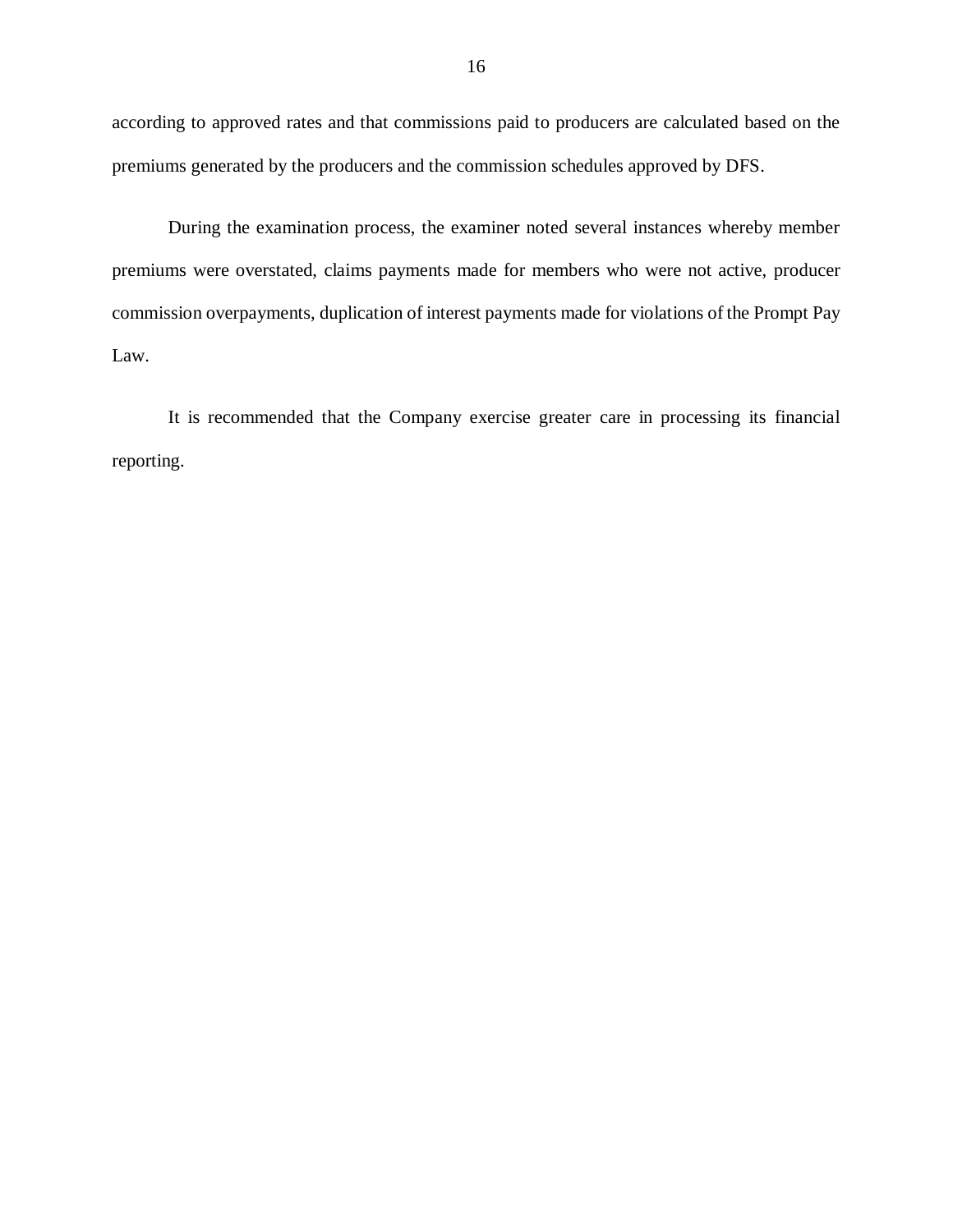according to approved rates and that commissions paid to producers are calculated based on the premiums generated by the producers and the commission schedules approved by DFS.

During the examination process, the examiner noted several instances whereby member premiums were overstated, claims payments made for members who were not active, producer commission overpayments, duplication of interest payments made for violations of the Prompt Pay Law.

It is recommended that the Company exercise greater care in processing its financial reporting.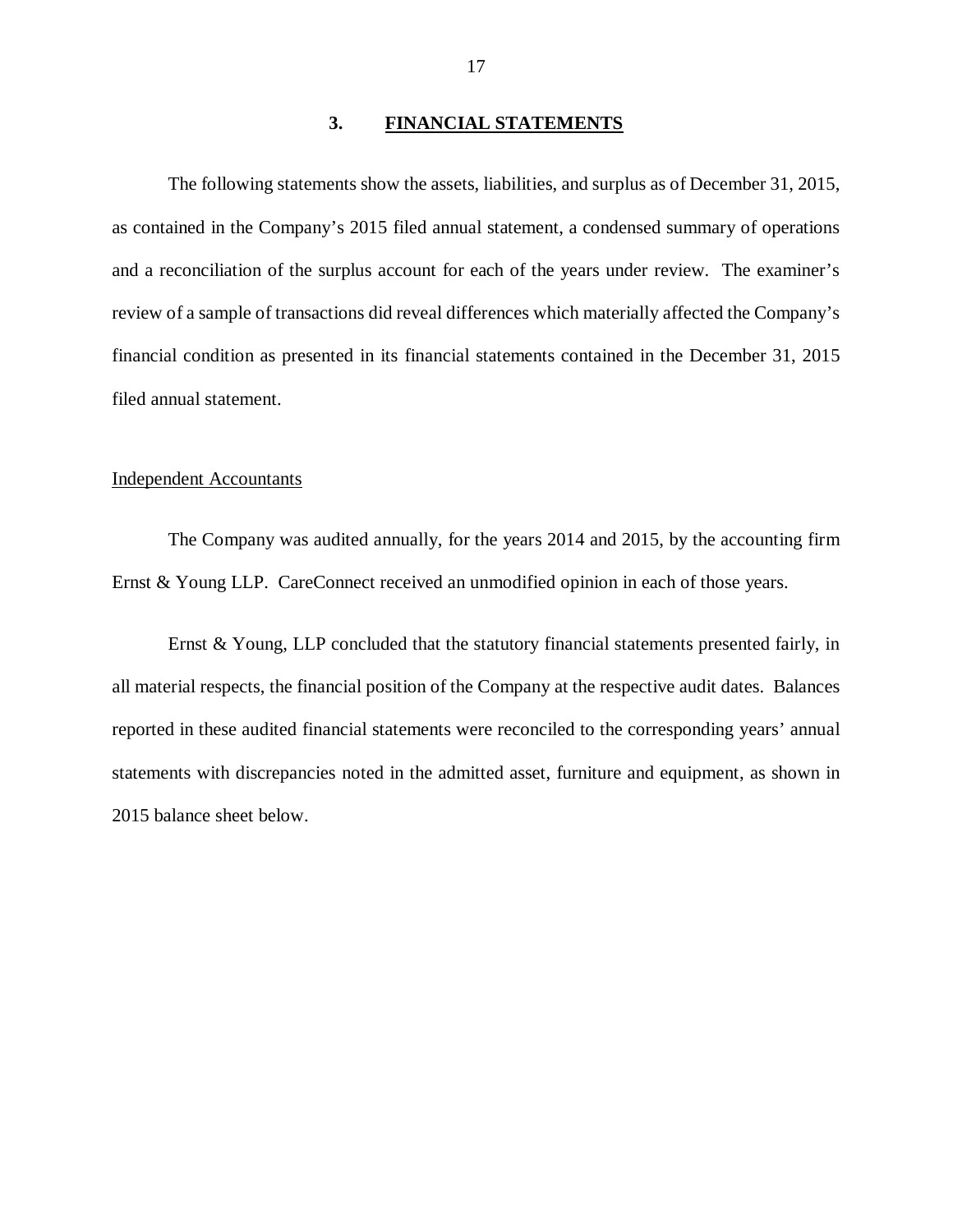## 3. **FINANCIAL STATEMENTS**

The following statements show the assets, liabilities, and surplus as of December 31, 2015, as contained in the Company's 2015 filed annual statement, a condensed summary of operations and a reconciliation of the surplus account for each of the years under review. The examiner's review of a sample of transactions did reveal differences which materially affected the Company's financial condition as presented in its financial statements contained in the December 31, 2015 filed annual statement.

Independent Accountants

The Company was audited annually, for the years 2014 and 2015, by the accounting firm Ernst & Young LLP. CareConnect received an unmodified opinion in each of those years.

Ernst & Young, LLP concluded that the statutory financial statements presented fairly, in all material respects, the financial position of the Company at the respective audit dates. Balances reported in these audited financial statements were reconciled to the corresponding years' annual statements with discrepancies noted in the admitted asset, furniture and equipment, as shown in 2015 balance sheet below.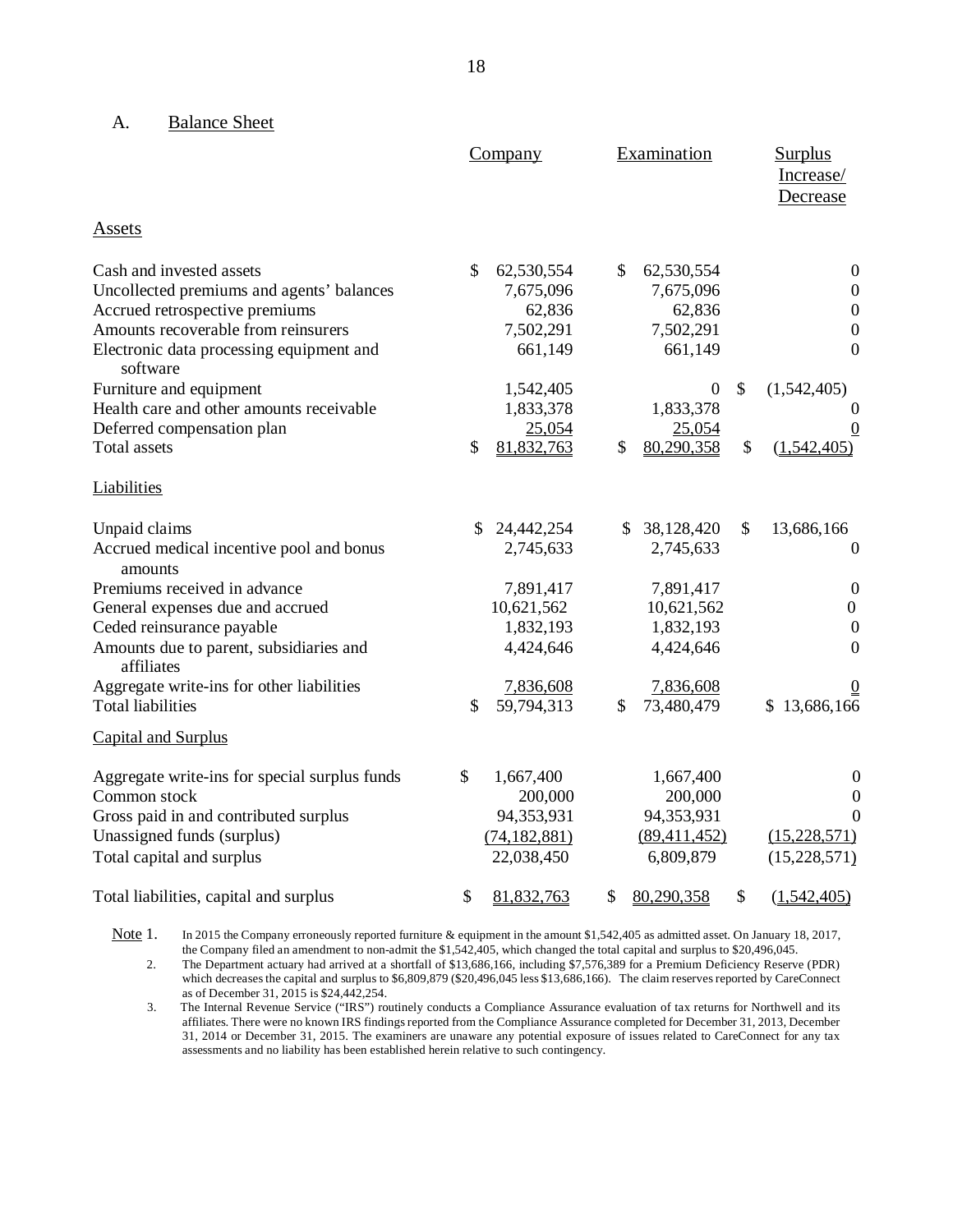## A. Balance Sheet

| | Company | Examination | Surplus Increase/ Decrease |
|---|---|---|---|
| **Assets** | | | |
| Cash and invested assets | $ 62,530,554 | $ 62,530,554 | 0 |
| Uncollected premiums and agents' balances | 7,675,096 | 7,675,096 | 0 |
| Accrued retrospective premiums | 62,836 | 62,836 | 0 |
| Amounts recoverable from reinsurers | 7,502,291 | 7,502,291 | 0 |
| Electronic data processing equipment and software | 661,149 | 661,149 | 0 |
| Furniture and equipment | 1,542,405 | 0 | $ (1,542,405) |
| Health care and other amounts receivable | 1,833,378 | 1,833,378 | 0 |
| Deferred compensation plan | 25,054 | 25,054 | 0 |
| Total assets | $ 81,832,763 | $ 80,290,358 | $ (1,542,405) |
| **Liabilities** | | | |
| Unpaid claims | $ 24,442,254 | $ 38,128,420 | $ 13,686,166 |
| Accrued medical incentive pool and bonus amounts | 2,745,633 | 2,745,633 | 0 |
| Premiums received in advance | 7,891,417 | 7,891,417 | 0 |
| General expenses due and accrued | 10,621,562 | 10,621,562 | 0 |
| Ceded reinsurance payable | 1,832,193 | 1,832,193 | 0 |
| Amounts due to parent, subsidiaries and affiliates | 4,424,646 | 4,424,646 | 0 |
| Aggregate write-ins for other liabilities | 7,836,608 | 7,836,608 | 0 |
| Total liabilities | $ 59,794,313 | $ 73,480,479 | $ 13,686,166 |
| **Capital and Surplus** | | | |
| Aggregate write-ins for special surplus funds | $ 1,667,400 | 1,667,400 | 0 |
| Common stock | 200,000 | 200,000 | 0 |
| Gross paid in and contributed surplus | 94,353,931 | 94,353,931 | 0 |
| Unassigned funds (surplus) | (74,182,881) | (89,411,452) | (15,228,571) |
| Total capital and surplus | 22,038,450 | 6,809,879 | (15,228,571) |
| Total liabilities, capital and surplus | $ 81,832,763 | $ 80,290,358 | $ (1,542,405) |

Note 1. In 2015 the Company erroneously reported furniture & equipment in the amount $1,542,405 as admitted asset. On January 18, 2017, the Company filed an amendment to non-admit the $1,542,405, which changed the total capital and surplus to $20,496,045.

2. The Department actuary had arrived at a shortfall of $13,686,166, including $7,576,389 for a Premium Deficiency Reserve (PDR) which decreases the capital and surplus to $6,809,879 ($20,496,045 less $13,686,166). The claim reserves reported by CareConnect as of December 31, 2015 is $24,442,254.

3. The Internal Revenue Service ("IRS") routinely conducts a Compliance Assurance evaluation of tax returns for Northwell and its affiliates. There were no known IRS findings reported from the Compliance Assurance completed for December 31, 2013, December 31, 2014 or December 31, 2015. The examiners are unaware any potential exposure of issues related to CareConnect for any tax assessments and no liability has been established herein relative to such contingency.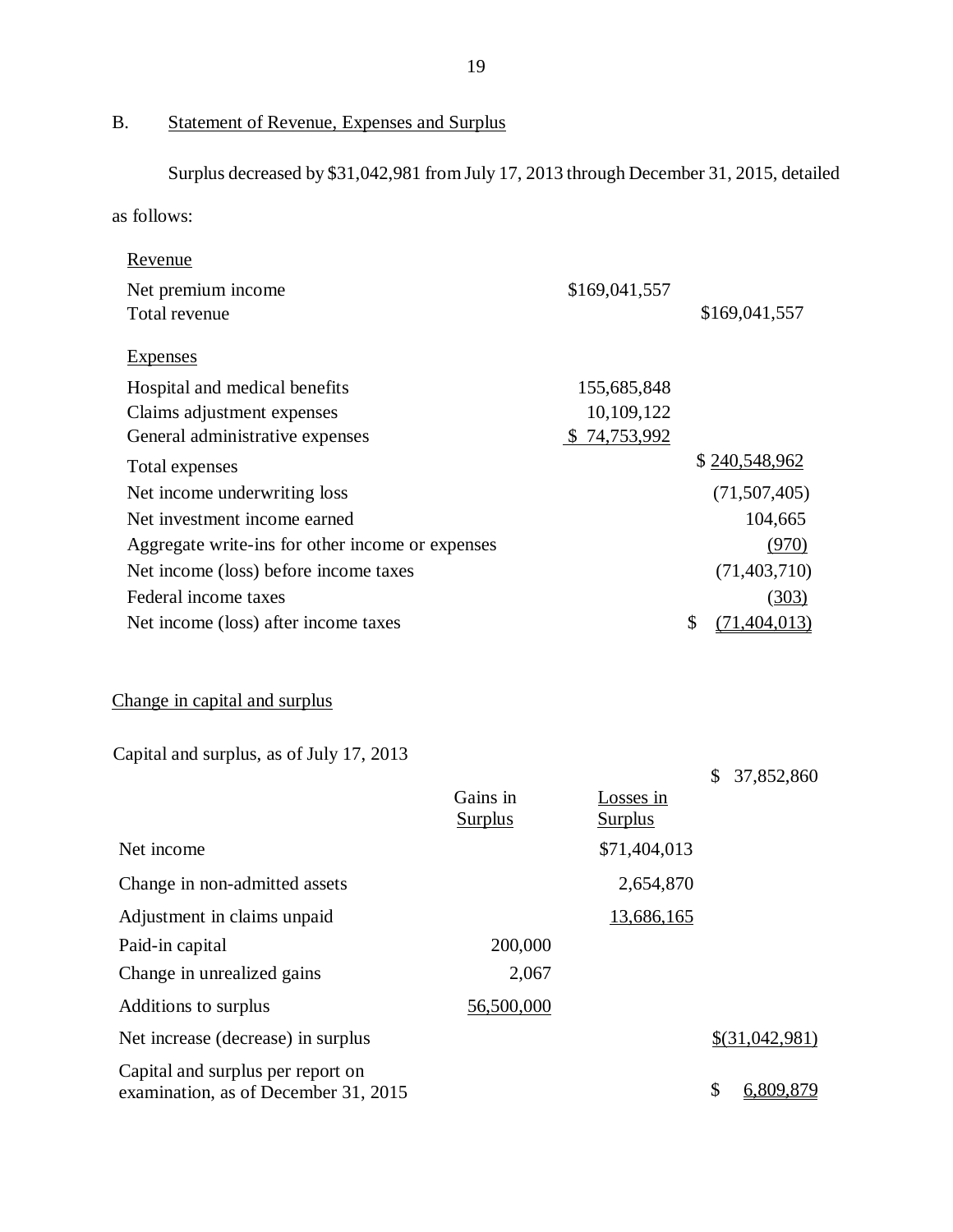B. Statement of Revenue, Expenses and Surplus

Surplus decreased by $31,042,981 from July 17, 2013 through December 31, 2015, detailed as follows:

| | | |
|---|---|---|
| Revenue | | |
| Net premium income | $169,041,557 | |
| Total revenue | | $169,041,557 |
| Expenses | | |
| Hospital and medical benefits | 155,685,848 | |
| Claims adjustment expenses | 10,109,122 | |
| General administrative expenses | $ 74,753,992 | |
| Total expenses | | $ 240,548,962 |
| Net income underwriting loss | | (71,507,405) |
| Net investment income earned | | 104,665 |
| Aggregate write-ins for other income or expenses | | (970) |
| Net income (loss) before income taxes | | (71,403,710) |
| Federal income taxes | | (303) |
| Net income (loss) after income taxes | | $ (71,404,013) |

Change in capital and surplus

| | Gains in Surplus | Losses in Surplus | |
|---|---|---|---|
| Capital and surplus, as of July 17, 2013 | | | $ 37,852,860 |
| Net income | | $71,404,013 | |
| Change in non-admitted assets | | 2,654,870 | |
| Adjustment in claims unpaid | | 13,686,165 | |
| Paid-in capital | 200,000 | | |
| Change in unrealized gains | 2,067 | | |
| Additions to surplus | 56,500,000 | | |
| Net increase (decrease) in surplus | | | $(31,042,981) |
| Capital and surplus per report on examination, as of December 31, 2015 | | | $ 6,809,879 |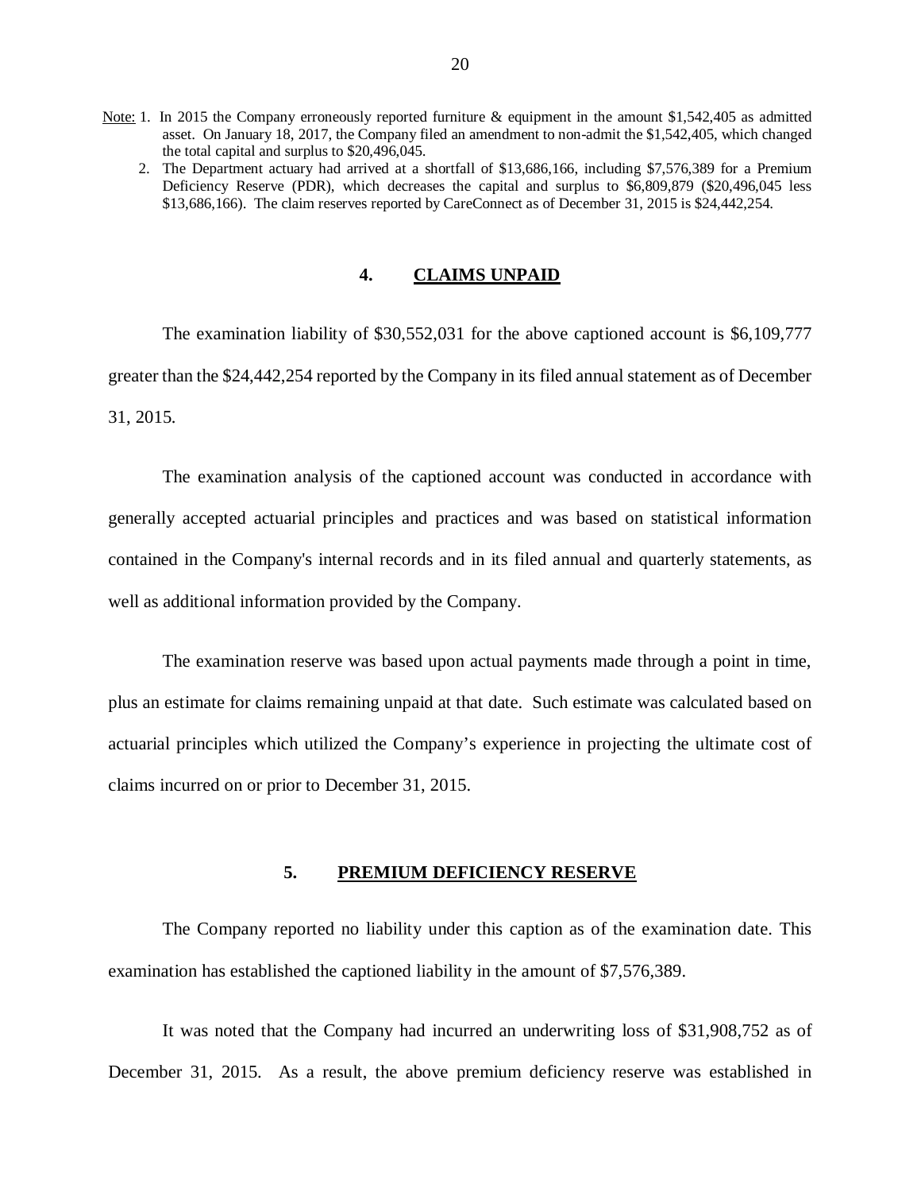Note: 1. In 2015 the Company erroneously reported furniture & equipment in the amount $1,542,405 as admitted asset. On January 18, 2017, the Company filed an amendment to non-admit the $1,542,405, which changed the total capital and surplus to $20,496,045.

2. The Department actuary had arrived at a shortfall of $13,686,166, including $7,576,389 for a Premium Deficiency Reserve (PDR), which decreases the capital and surplus to $6,809,879 ($20,496,045 less $13,686,166). The claim reserves reported by CareConnect as of December 31, 2015 is $24,442,254.

## 4. CLAIMS UNPAID

The examination liability of $30,552,031 for the above captioned account is $6,109,777 greater than the $24,442,254 reported by the Company in its filed annual statement as of December 31, 2015.

The examination analysis of the captioned account was conducted in accordance with generally accepted actuarial principles and practices and was based on statistical information contained in the Company's internal records and in its filed annual and quarterly statements, as well as additional information provided by the Company.

The examination reserve was based upon actual payments made through a point in time, plus an estimate for claims remaining unpaid at that date. Such estimate was calculated based on actuarial principles which utilized the Company's experience in projecting the ultimate cost of claims incurred on or prior to December 31, 2015.

## 5. PREMIUM DEFICIENCY RESERVE

The Company reported no liability under this caption as of the examination date. This examination has established the captioned liability in the amount of $7,576,389.

It was noted that the Company had incurred an underwriting loss of $31,908,752 as of December 31, 2015. As a result, the above premium deficiency reserve was established in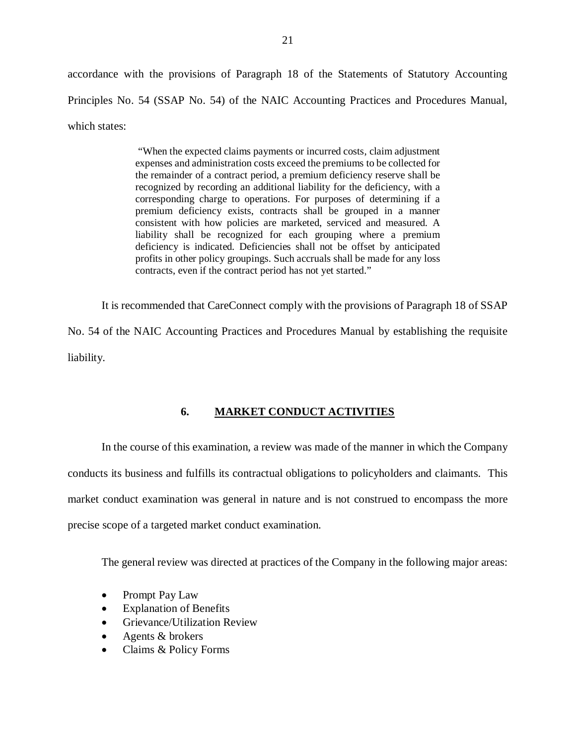accordance with the provisions of Paragraph 18 of the Statements of Statutory Accounting Principles No. 54 (SSAP No. 54) of the NAIC Accounting Practices and Procedures Manual, which states:

> "When the expected claims payments or incurred costs, claim adjustment expenses and administration costs exceed the premiums to be collected for the remainder of a contract period, a premium deficiency reserve shall be recognized by recording an additional liability for the deficiency, with a corresponding charge to operations. For purposes of determining if a premium deficiency exists, contracts shall be grouped in a manner consistent with how policies are marketed, serviced and measured. A liability shall be recognized for each grouping where a premium deficiency is indicated. Deficiencies shall not be offset by anticipated profits in other policy groupings. Such accruals shall be made for any loss contracts, even if the contract period has not yet started."

It is recommended that CareConnect comply with the provisions of Paragraph 18 of SSAP No. 54 of the NAIC Accounting Practices and Procedures Manual by establishing the requisite liability.

## 6. MARKET CONDUCT ACTIVITIES

In the course of this examination, a review was made of the manner in which the Company conducts its business and fulfills its contractual obligations to policyholders and claimants. This market conduct examination was general in nature and is not construed to encompass the more precise scope of a targeted market conduct examination.

The general review was directed at practices of the Company in the following major areas:

- Prompt Pay Law
- Explanation of Benefits
- Grievance/Utilization Review
- Agents & brokers
- Claims & Policy Forms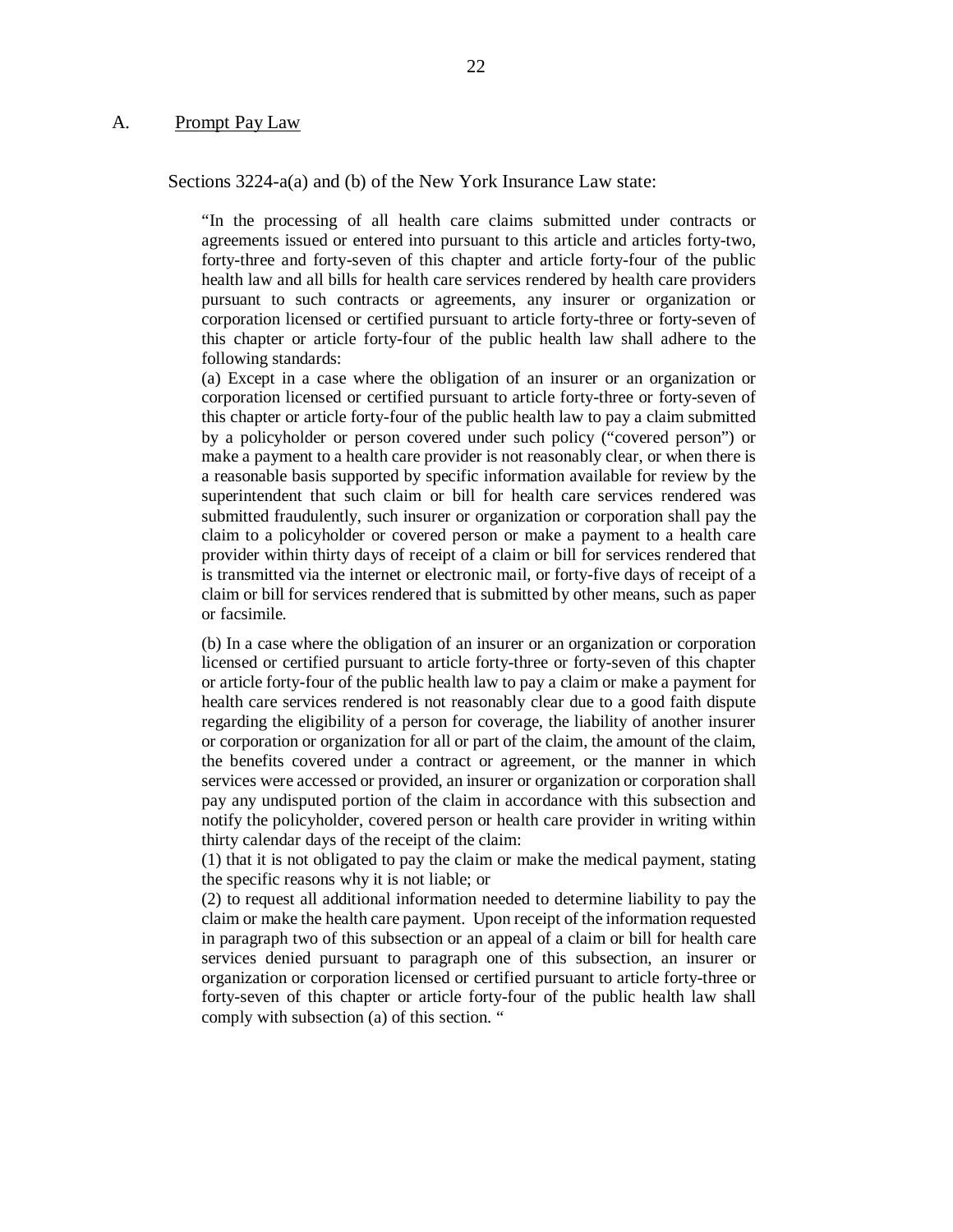## A. Prompt Pay Law

Sections 3224-a(a) and (b) of the New York Insurance Law state:

> "In the processing of all health care claims submitted under contracts or agreements issued or entered into pursuant to this article and articles forty-two, forty-three and forty-seven of this chapter and article forty-four of the public health law and all bills for health care services rendered by health care providers pursuant to such contracts or agreements, any insurer or organization or corporation licensed or certified pursuant to article forty-three or forty-seven of this chapter or article forty-four of the public health law shall adhere to the following standards:
>
> (a) Except in a case where the obligation of an insurer or an organization or corporation licensed or certified pursuant to article forty-three or forty-seven of this chapter or article forty-four of the public health law to pay a claim submitted by a policyholder or person covered under such policy ("covered person") or make a payment to a health care provider is not reasonably clear, or when there is a reasonable basis supported by specific information available for review by the superintendent that such claim or bill for health care services rendered was submitted fraudulently, such insurer or organization or corporation shall pay the claim to a policyholder or covered person or make a payment to a health care provider within thirty days of receipt of a claim or bill for services rendered that is transmitted via the internet or electronic mail, or forty-five days of receipt of a claim or bill for services rendered that is submitted by other means, such as paper or facsimile.
>
> (b) In a case where the obligation of an insurer or an organization or corporation licensed or certified pursuant to article forty-three or forty-seven of this chapter or article forty-four of the public health law to pay a claim or make a payment for health care services rendered is not reasonably clear due to a good faith dispute regarding the eligibility of a person for coverage, the liability of another insurer or corporation or organization for all or part of the claim, the amount of the claim, the benefits covered under a contract or agreement, or the manner in which services were accessed or provided, an insurer or organization or corporation shall pay any undisputed portion of the claim in accordance with this subsection and notify the policyholder, covered person or health care provider in writing within thirty calendar days of the receipt of the claim:
>
> (1) that it is not obligated to pay the claim or make the medical payment, stating the specific reasons why it is not liable; or
>
> (2) to request all additional information needed to determine liability to pay the claim or make the health care payment. Upon receipt of the information requested in paragraph two of this subsection or an appeal of a claim or bill for health care services denied pursuant to paragraph one of this subsection, an insurer or organization or corporation licensed or certified pursuant to article forty-three or forty-seven of this chapter or article forty-four of the public health law shall comply with subsection (a) of this section. "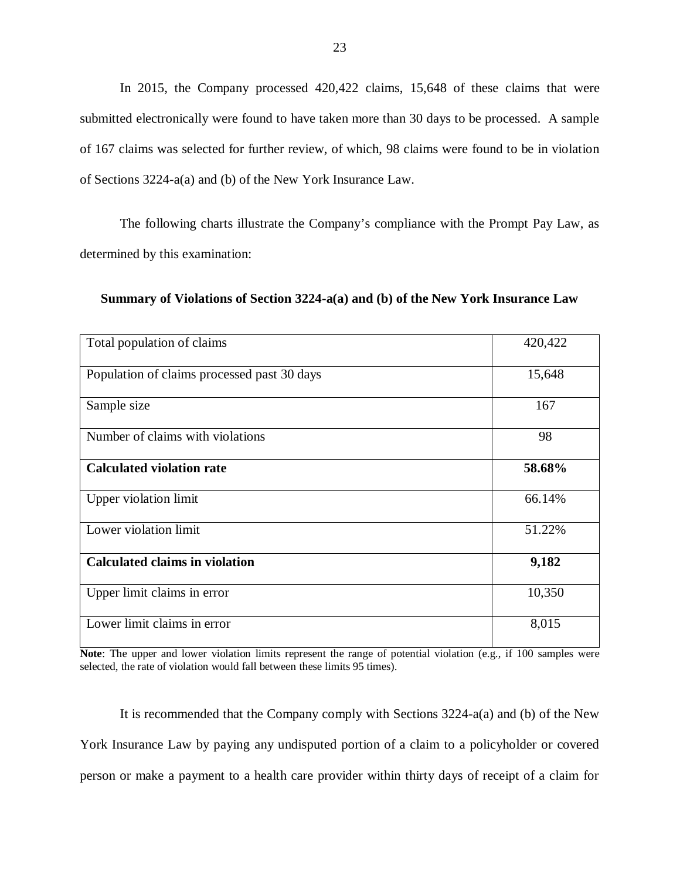In 2015, the Company processed 420,422 claims, 15,648 of these claims that were submitted electronically were found to have taken more than 30 days to be processed. A sample of 167 claims was selected for further review, of which, 98 claims were found to be in violation of Sections 3224-a(a) and (b) of the New York Insurance Law.

The following charts illustrate the Company's compliance with the Prompt Pay Law, as determined by this examination:

**Summary of Violations of Section 3224-a(a) and (b) of the New York Insurance Law**

| | |
|---|---|
| Total population of claims | 420,422 |
| Population of claims processed past 30 days | 15,648 |
| Sample size | 167 |
| Number of claims with violations | 98 |
| **Calculated violation rate** | **58.68%** |
| Upper violation limit | 66.14% |
| Lower violation limit | 51.22% |
| **Calculated claims in violation** | **9,182** |
| Upper limit claims in error | 10,350 |
| Lower limit claims in error | 8,015 |

**Note**: The upper and lower violation limits represent the range of potential violation (e.g., if 100 samples were selected, the rate of violation would fall between these limits 95 times).

It is recommended that the Company comply with Sections 3224-a(a) and (b) of the New York Insurance Law by paying any undisputed portion of a claim to a policyholder or covered person or make a payment to a health care provider within thirty days of receipt of a claim for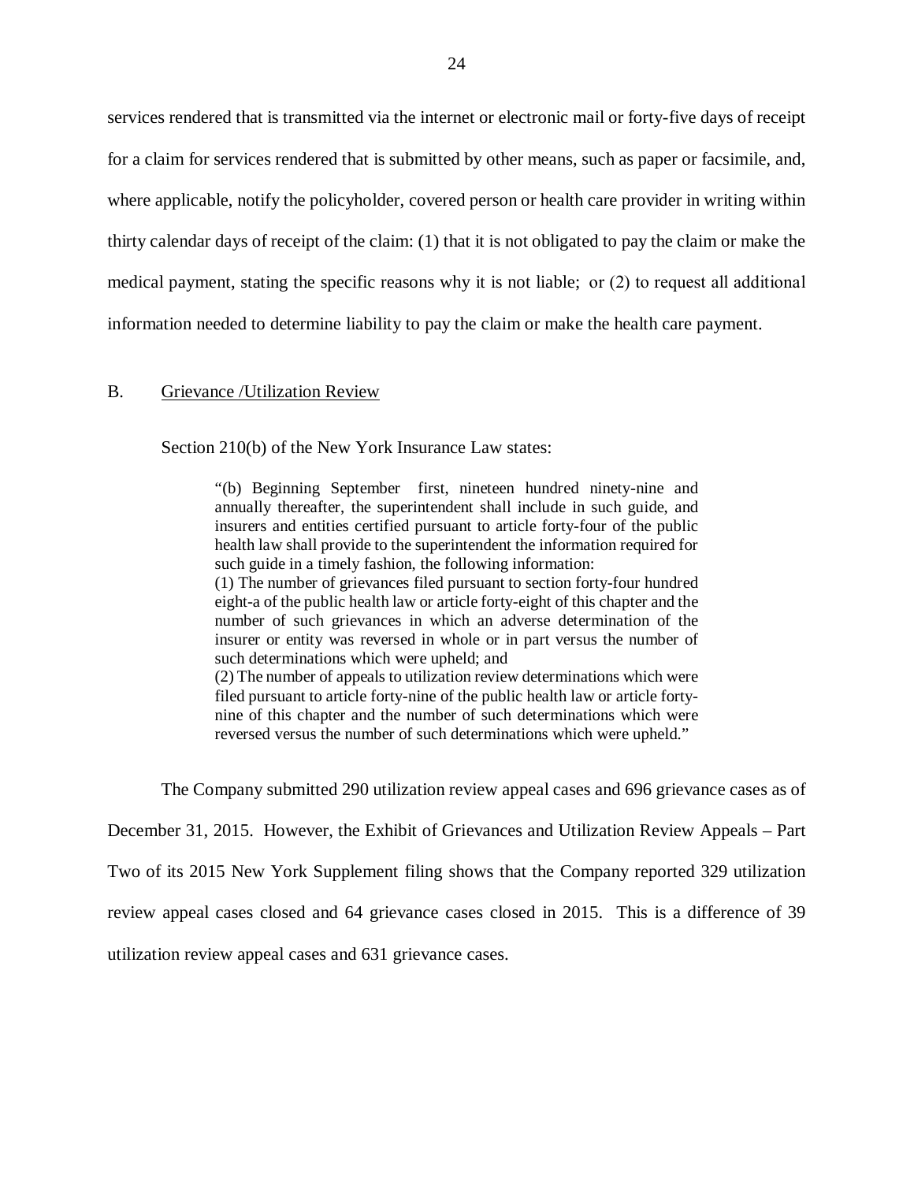services rendered that is transmitted via the internet or electronic mail or forty-five days of receipt for a claim for services rendered that is submitted by other means, such as paper or facsimile, and, where applicable, notify the policyholder, covered person or health care provider in writing within thirty calendar days of receipt of the claim: (1) that it is not obligated to pay the claim or make the medical payment, stating the specific reasons why it is not liable; or (2) to request all additional information needed to determine liability to pay the claim or make the health care payment.

## B. Grievance /Utilization Review

Section 210(b) of the New York Insurance Law states:

> "(b) Beginning September first, nineteen hundred ninety-nine and annually thereafter, the superintendent shall include in such guide, and insurers and entities certified pursuant to article forty-four of the public health law shall provide to the superintendent the information required for such guide in a timely fashion, the following information:
> (1) The number of grievances filed pursuant to section forty-four hundred eight-a of the public health law or article forty-eight of this chapter and the number of such grievances in which an adverse determination of the insurer or entity was reversed in whole or in part versus the number of such determinations which were upheld; and
> (2) The number of appeals to utilization review determinations which were filed pursuant to article forty-nine of the public health law or article forty-nine of this chapter and the number of such determinations which were reversed versus the number of such determinations which were upheld."

The Company submitted 290 utilization review appeal cases and 696 grievance cases as of December 31, 2015. However, the Exhibit of Grievances and Utilization Review Appeals – Part Two of its 2015 New York Supplement filing shows that the Company reported 329 utilization review appeal cases closed and 64 grievance cases closed in 2015. This is a difference of 39 utilization review appeal cases and 631 grievance cases.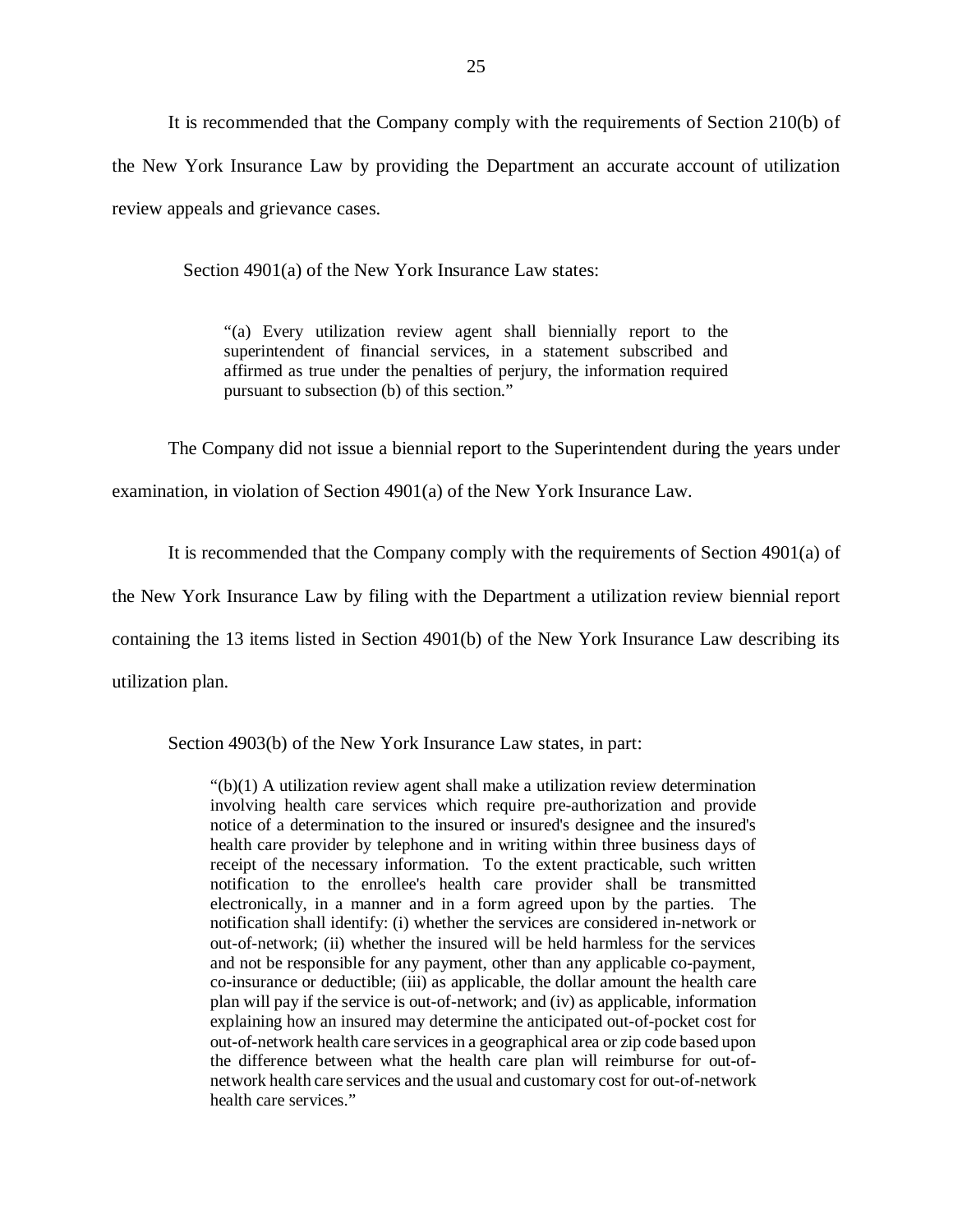It is recommended that the Company comply with the requirements of Section 210(b) of the New York Insurance Law by providing the Department an accurate account of utilization review appeals and grievance cases.

Section 4901(a) of the New York Insurance Law states:

> "(a) Every utilization review agent shall biennially report to the superintendent of financial services, in a statement subscribed and affirmed as true under the penalties of perjury, the information required pursuant to subsection (b) of this section."

The Company did not issue a biennial report to the Superintendent during the years under examination, in violation of Section 4901(a) of the New York Insurance Law.

It is recommended that the Company comply with the requirements of Section 4901(a) of the New York Insurance Law by filing with the Department a utilization review biennial report containing the 13 items listed in Section 4901(b) of the New York Insurance Law describing its utilization plan.

Section 4903(b) of the New York Insurance Law states, in part:

> "(b)(1) A utilization review agent shall make a utilization review determination involving health care services which require pre-authorization and provide notice of a determination to the insured or insured's designee and the insured's health care provider by telephone and in writing within three business days of receipt of the necessary information. To the extent practicable, such written notification to the enrollee's health care provider shall be transmitted electronically, in a manner and in a form agreed upon by the parties. The notification shall identify: (i) whether the services are considered in-network or out-of-network; (ii) whether the insured will be held harmless for the services and not be responsible for any payment, other than any applicable co-payment, co-insurance or deductible; (iii) as applicable, the dollar amount the health care plan will pay if the service is out-of-network; and (iv) as applicable, information explaining how an insured may determine the anticipated out-of-pocket cost for out-of-network health care services in a geographical area or zip code based upon the difference between what the health care plan will reimburse for out-of-network health care services and the usual and customary cost for out-of-network health care services."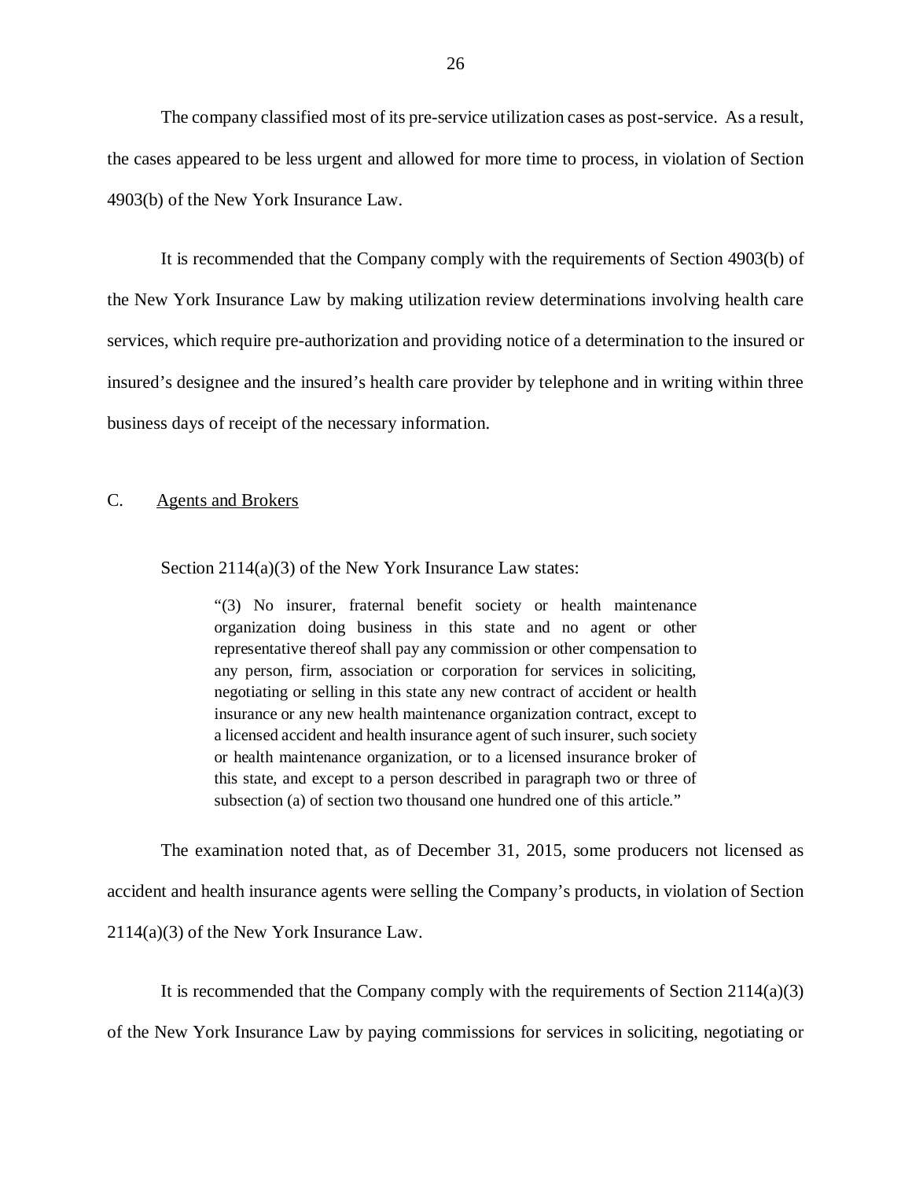The company classified most of its pre-service utilization cases as post-service. As a result, the cases appeared to be less urgent and allowed for more time to process, in violation of Section 4903(b) of the New York Insurance Law.

It is recommended that the Company comply with the requirements of Section 4903(b) of the New York Insurance Law by making utilization review determinations involving health care services, which require pre-authorization and providing notice of a determination to the insured or insured's designee and the insured's health care provider by telephone and in writing within three business days of receipt of the necessary information.

## C. Agents and Brokers

Section 2114(a)(3) of the New York Insurance Law states:

> "(3) No insurer, fraternal benefit society or health maintenance organization doing business in this state and no agent or other representative thereof shall pay any commission or other compensation to any person, firm, association or corporation for services in soliciting, negotiating or selling in this state any new contract of accident or health insurance or any new health maintenance organization contract, except to a licensed accident and health insurance agent of such insurer, such society or health maintenance organization, or to a licensed insurance broker of this state, and except to a person described in paragraph two or three of subsection (a) of section two thousand one hundred one of this article."

The examination noted that, as of December 31, 2015, some producers not licensed as accident and health insurance agents were selling the Company's products, in violation of Section 2114(a)(3) of the New York Insurance Law.

It is recommended that the Company comply with the requirements of Section 2114(a)(3) of the New York Insurance Law by paying commissions for services in soliciting, negotiating or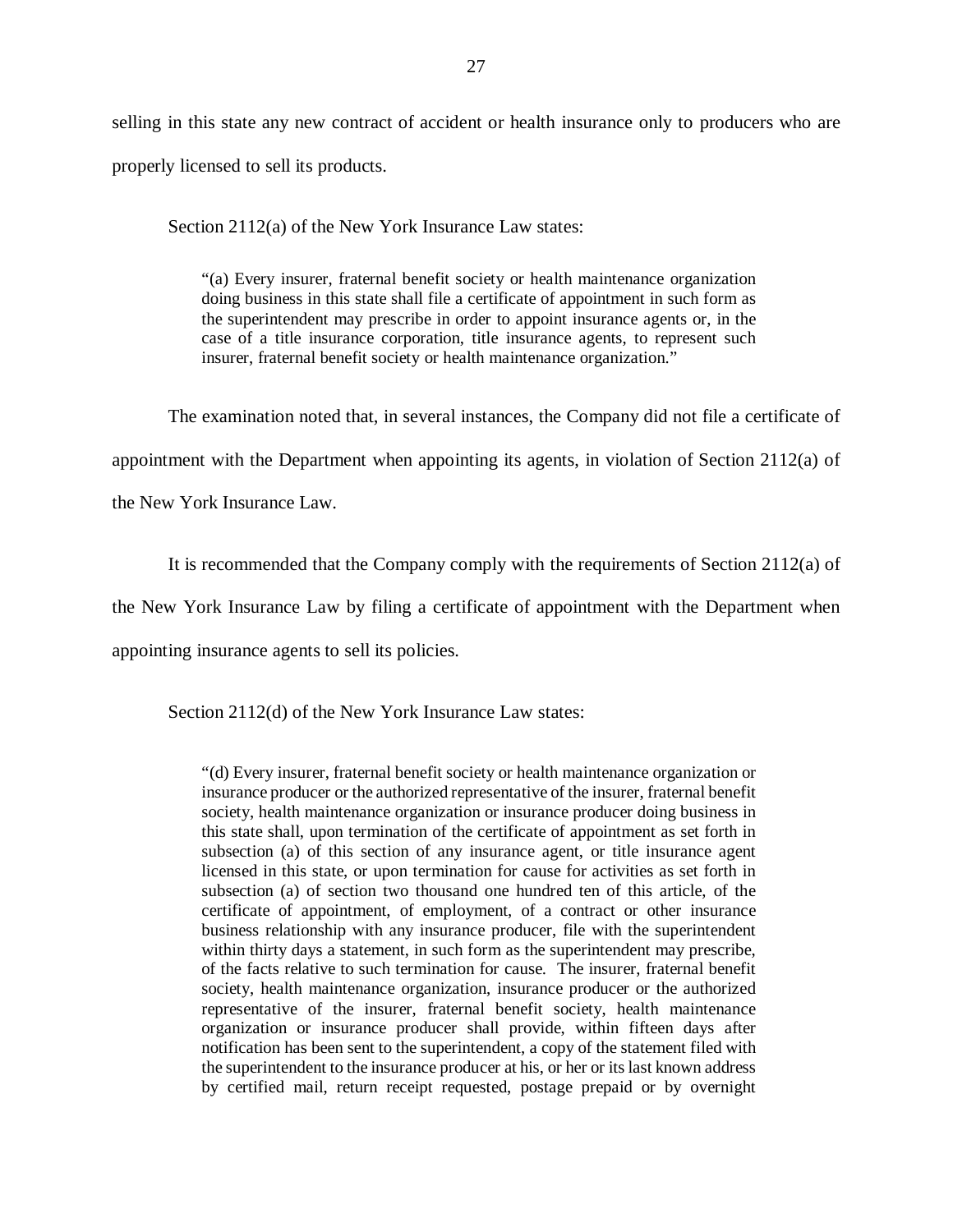selling in this state any new contract of accident or health insurance only to producers who are properly licensed to sell its products.

Section 2112(a) of the New York Insurance Law states:

> "(a) Every insurer, fraternal benefit society or health maintenance organization doing business in this state shall file a certificate of appointment in such form as the superintendent may prescribe in order to appoint insurance agents or, in the case of a title insurance corporation, title insurance agents, to represent such insurer, fraternal benefit society or health maintenance organization."

The examination noted that, in several instances, the Company did not file a certificate of appointment with the Department when appointing its agents, in violation of Section 2112(a) of the New York Insurance Law.

It is recommended that the Company comply with the requirements of Section 2112(a) of the New York Insurance Law by filing a certificate of appointment with the Department when appointing insurance agents to sell its policies.

Section 2112(d) of the New York Insurance Law states:

> "(d) Every insurer, fraternal benefit society or health maintenance organization or insurance producer or the authorized representative of the insurer, fraternal benefit society, health maintenance organization or insurance producer doing business in this state shall, upon termination of the certificate of appointment as set forth in subsection (a) of this section of any insurance agent, or title insurance agent licensed in this state, or upon termination for cause for activities as set forth in subsection (a) of section two thousand one hundred ten of this article, of the certificate of appointment, of employment, of a contract or other insurance business relationship with any insurance producer, file with the superintendent within thirty days a statement, in such form as the superintendent may prescribe, of the facts relative to such termination for cause. The insurer, fraternal benefit society, health maintenance organization, insurance producer or the authorized representative of the insurer, fraternal benefit society, health maintenance organization or insurance producer shall provide, within fifteen days after notification has been sent to the superintendent, a copy of the statement filed with the superintendent to the insurance producer at his, or her or its last known address by certified mail, return receipt requested, postage prepaid or by overnight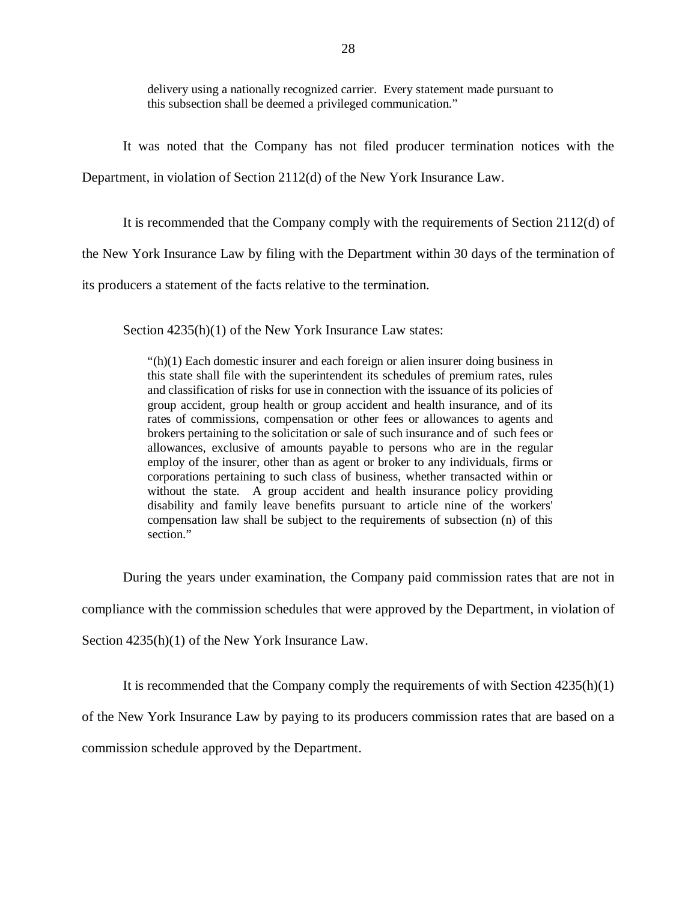> delivery using a nationally recognized carrier. Every statement made pursuant to this subsection shall be deemed a privileged communication."

It was noted that the Company has not filed producer termination notices with the Department, in violation of Section 2112(d) of the New York Insurance Law.

It is recommended that the Company comply with the requirements of Section 2112(d) of the New York Insurance Law by filing with the Department within 30 days of the termination of its producers a statement of the facts relative to the termination.

Section 4235(h)(1) of the New York Insurance Law states:

> "(h)(1) Each domestic insurer and each foreign or alien insurer doing business in this state shall file with the superintendent its schedules of premium rates, rules and classification of risks for use in connection with the issuance of its policies of group accident, group health or group accident and health insurance, and of its rates of commissions, compensation or other fees or allowances to agents and brokers pertaining to the solicitation or sale of such insurance and of such fees or allowances, exclusive of amounts payable to persons who are in the regular employ of the insurer, other than as agent or broker to any individuals, firms or corporations pertaining to such class of business, whether transacted within or without the state. A group accident and health insurance policy providing disability and family leave benefits pursuant to article nine of the workers' compensation law shall be subject to the requirements of subsection (n) of this section."

During the years under examination, the Company paid commission rates that are not in compliance with the commission schedules that were approved by the Department, in violation of Section 4235(h)(1) of the New York Insurance Law.

It is recommended that the Company comply the requirements of with Section 4235(h)(1) of the New York Insurance Law by paying to its producers commission rates that are based on a commission schedule approved by the Department.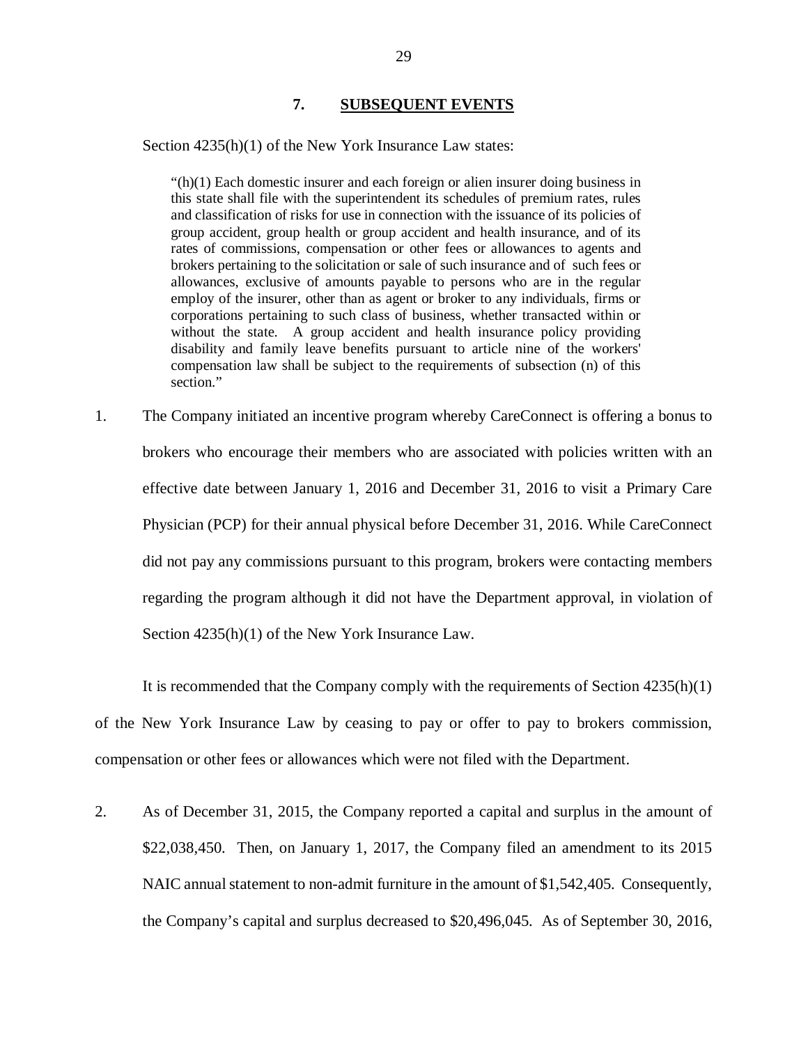## 7. SUBSEQUENT EVENTS

Section 4235(h)(1) of the New York Insurance Law states:

> "(h)(1) Each domestic insurer and each foreign or alien insurer doing business in this state shall file with the superintendent its schedules of premium rates, rules and classification of risks for use in connection with the issuance of its policies of group accident, group health or group accident and health insurance, and of its rates of commissions, compensation or other fees or allowances to agents and brokers pertaining to the solicitation or sale of such insurance and of such fees or allowances, exclusive of amounts payable to persons who are in the regular employ of the insurer, other than as agent or broker to any individuals, firms or corporations pertaining to such class of business, whether transacted within or without the state. A group accident and health insurance policy providing disability and family leave benefits pursuant to article nine of the workers' compensation law shall be subject to the requirements of subsection (n) of this section."

1. The Company initiated an incentive program whereby CareConnect is offering a bonus to brokers who encourage their members who are associated with policies written with an effective date between January 1, 2016 and December 31, 2016 to visit a Primary Care Physician (PCP) for their annual physical before December 31, 2016. While CareConnect did not pay any commissions pursuant to this program, brokers were contacting members regarding the program although it did not have the Department approval, in violation of Section 4235(h)(1) of the New York Insurance Law.

It is recommended that the Company comply with the requirements of Section 4235(h)(1) of the New York Insurance Law by ceasing to pay or offer to pay to brokers commission, compensation or other fees or allowances which were not filed with the Department.

2. As of December 31, 2015, the Company reported a capital and surplus in the amount of $22,038,450. Then, on January 1, 2017, the Company filed an amendment to its 2015 NAIC annual statement to non-admit furniture in the amount of $1,542,405. Consequently, the Company's capital and surplus decreased to $20,496,045. As of September 30, 2016,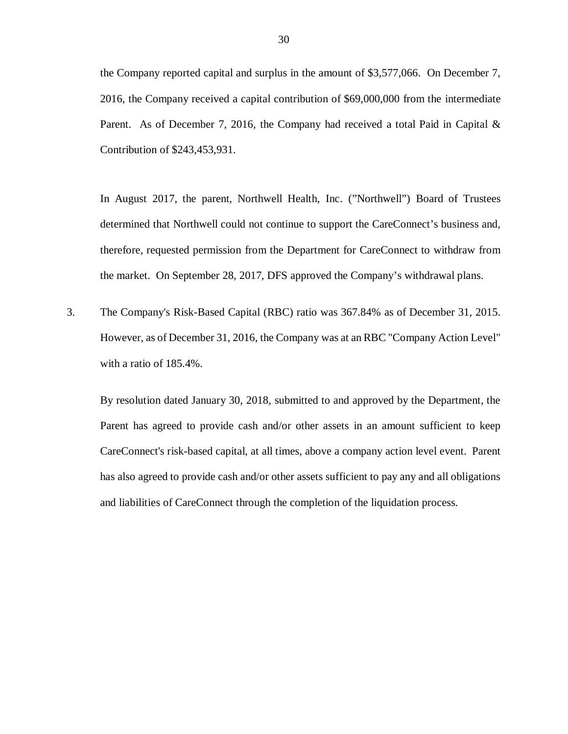the Company reported capital and surplus in the amount of $3,577,066. On December 7, 2016, the Company received a capital contribution of $69,000,000 from the intermediate Parent. As of December 7, 2016, the Company had received a total Paid in Capital & Contribution of $243,453,931.

In August 2017, the parent, Northwell Health, Inc. (”Northwell”) Board of Trustees determined that Northwell could not continue to support the CareConnect’s business and, therefore, requested permission from the Department for CareConnect to withdraw from the market. On September 28, 2017, DFS approved the Company’s withdrawal plans.

3. The Company's Risk-Based Capital (RBC) ratio was 367.84% as of December 31, 2015. However, as of December 31, 2016, the Company was at an RBC "Company Action Level" with a ratio of 185.4%.

   By resolution dated January 30, 2018, submitted to and approved by the Department, the Parent has agreed to provide cash and/or other assets in an amount sufficient to keep CareConnect's risk-based capital, at all times, above a company action level event. Parent has also agreed to provide cash and/or other assets sufficient to pay any and all obligations and liabilities of CareConnect through the completion of the liquidation process.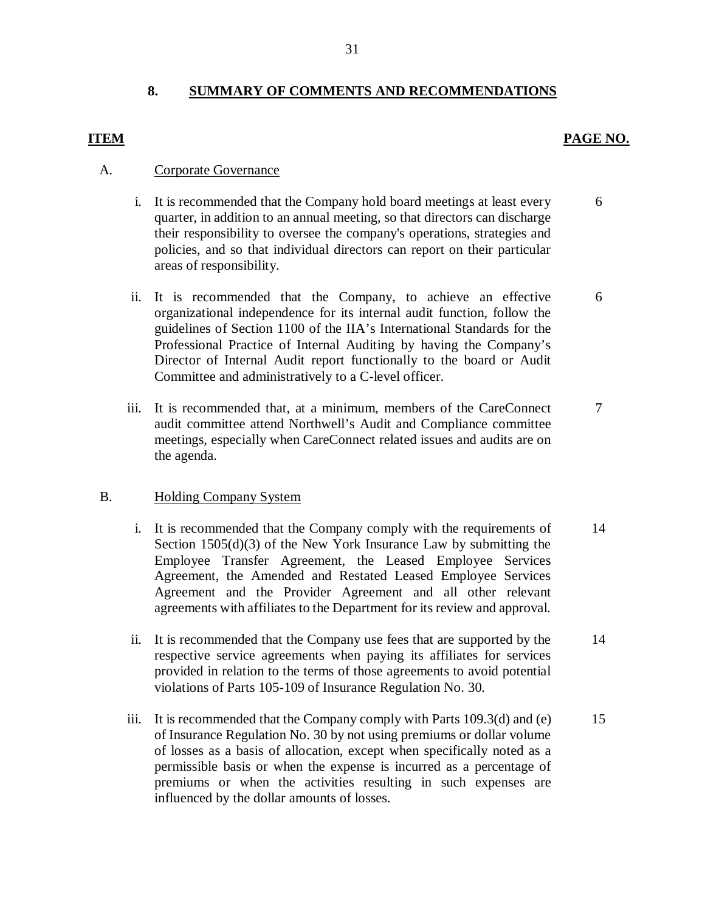## 8. SUMMARY OF COMMENTS AND RECOMMENDATIONS

| ITEM | | PAGE NO. |
|---|---|---|
| A. | Corporate Governance | |
| i. | It is recommended that the Company hold board meetings at least every quarter, in addition to an annual meeting, so that directors can discharge their responsibility to oversee the company's operations, strategies and policies, and so that individual directors can report on their particular areas of responsibility. | 6 |
| ii. | It is recommended that the Company, to achieve an effective organizational independence for its internal audit function, follow the guidelines of Section 1100 of the IIA's International Standards for the Professional Practice of Internal Auditing by having the Company's Director of Internal Audit report functionally to the board or Audit Committee and administratively to a C-level officer. | 6 |
| iii. | It is recommended that, at a minimum, members of the CareConnect audit committee attend Northwell's Audit and Compliance committee meetings, especially when CareConnect related issues and audits are on the agenda. | 7 |
| B. | Holding Company System | |
| i. | It is recommended that the Company comply with the requirements of Section 1505(d)(3) of the New York Insurance Law by submitting the Employee Transfer Agreement, the Leased Employee Services Agreement, the Amended and Restated Leased Employee Services Agreement and the Provider Agreement and all other relevant agreements with affiliates to the Department for its review and approval. | 14 |
| ii. | It is recommended that the Company use fees that are supported by the respective service agreements when paying its affiliates for services provided in relation to the terms of those agreements to avoid potential violations of Parts 105-109 of Insurance Regulation No. 30. | 14 |
| iii. | It is recommended that the Company comply with Parts 109.3(d) and (e) of Insurance Regulation No. 30 by not using premiums or dollar volume of losses as a basis of allocation, except when specifically noted as a permissible basis or when the expense is incurred as a percentage of premiums or when the activities resulting in such expenses are influenced by the dollar amounts of losses. | 15 |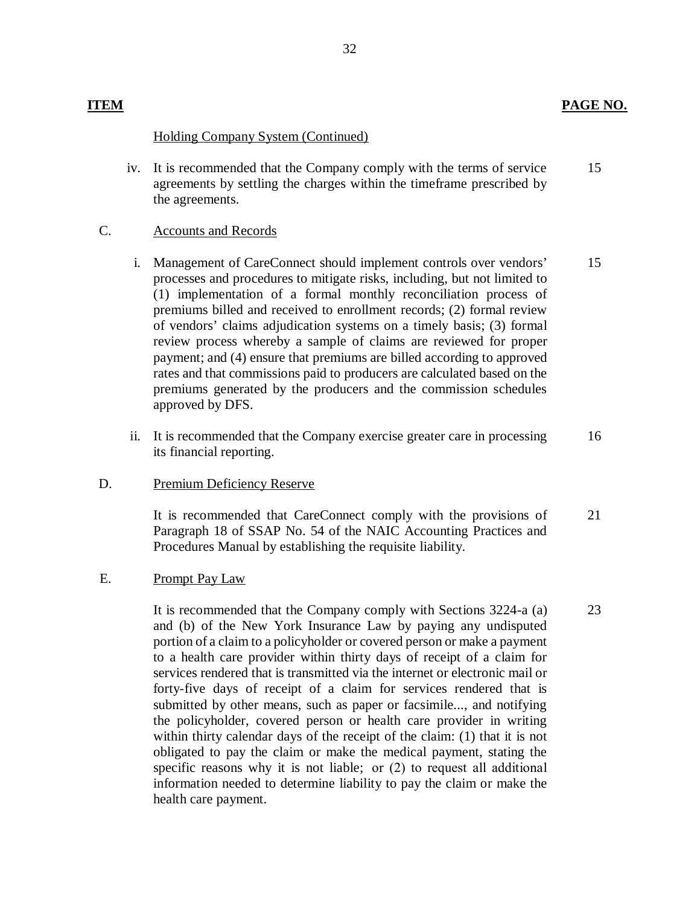| ITEM | | PAGE NO. |
|---|---|---|
| | Holding Company System (Continued) | |
| iv. | It is recommended that the Company comply with the terms of service agreements by settling the charges within the timeframe prescribed by the agreements. | 15 |
| C. | Accounts and Records | |
| i. | Management of CareConnect should implement controls over vendors' processes and procedures to mitigate risks, including, but not limited to (1) implementation of a formal monthly reconciliation process of premiums billed and received to enrollment records; (2) formal review of vendors' claims adjudication systems on a timely basis; (3) formal review process whereby a sample of claims are reviewed for proper payment; and (4) ensure that premiums are billed according to approved rates and that commissions paid to producers are calculated based on the premiums generated by the producers and the commission schedules approved by DFS. | 15 |
| ii. | It is recommended that the Company exercise greater care in processing its financial reporting. | 16 |
| D. | Premium Deficiency Reserve | |
| | It is recommended that CareConnect comply with the provisions of Paragraph 18 of SSAP No. 54 of the NAIC Accounting Practices and Procedures Manual by establishing the requisite liability. | 21 |
| E. | Prompt Pay Law | |
| | It is recommended that the Company comply with Sections 3224-a (a) and (b) of the New York Insurance Law by paying any undisputed portion of a claim to a policyholder or covered person or make a payment to a health care provider within thirty days of receipt of a claim for services rendered that is transmitted via the internet or electronic mail or forty-five days of receipt of a claim for services rendered that is submitted by other means, such as paper or facsimile..., and notifying the policyholder, covered person or health care provider in writing within thirty calendar days of the receipt of the claim: (1) that it is not obligated to pay the claim or make the medical payment, stating the specific reasons why it is not liable; or (2) to request all additional information needed to determine liability to pay the claim or make the health care payment. | 23 |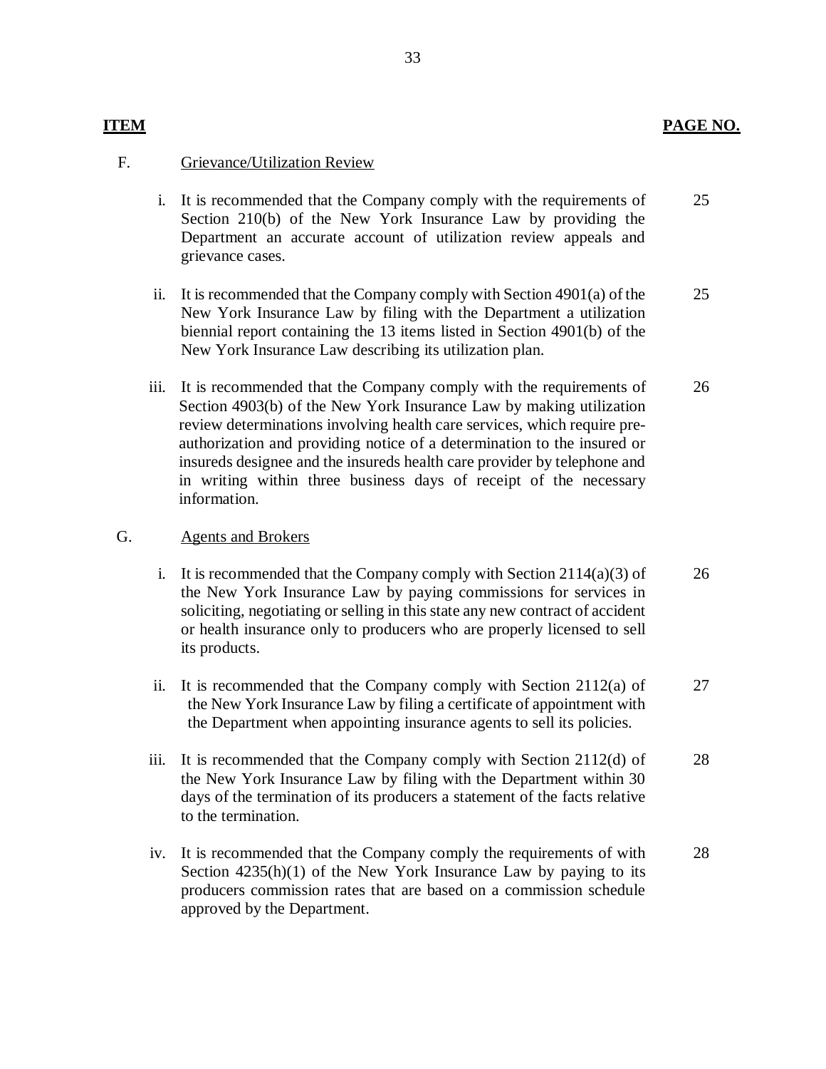| ITEM | | PAGE NO. |
|---|---|---|
| F. | Grievance/Utilization Review | |
| i. | It is recommended that the Company comply with the requirements of Section 210(b) of the New York Insurance Law by providing the Department an accurate account of utilization review appeals and grievance cases. | 25 |
| ii. | It is recommended that the Company comply with Section 4901(a) of the New York Insurance Law by filing with the Department a utilization biennial report containing the 13 items listed in Section 4901(b) of the New York Insurance Law describing its utilization plan. | 25 |
| iii. | It is recommended that the Company comply with the requirements of Section 4903(b) of the New York Insurance Law by making utilization review determinations involving health care services, which require pre-authorization and providing notice of a determination to the insured or insureds designee and the insureds health care provider by telephone and in writing within three business days of receipt of the necessary information. | 26 |
| G. | Agents and Brokers | |
| i. | It is recommended that the Company comply with Section 2114(a)(3) of the New York Insurance Law by paying commissions for services in soliciting, negotiating or selling in this state any new contract of accident or health insurance only to producers who are properly licensed to sell its products. | 26 |
| ii. | It is recommended that the Company comply with Section 2112(a) of the New York Insurance Law by filing a certificate of appointment with the Department when appointing insurance agents to sell its policies. | 27 |
| iii. | It is recommended that the Company comply with Section 2112(d) of the New York Insurance Law by filing with the Department within 30 days of the termination of its producers a statement of the facts relative to the termination. | 28 |
| iv. | It is recommended that the Company comply the requirements of with Section 4235(h)(1) of the New York Insurance Law by paying to its producers commission rates that are based on a commission schedule approved by the Department. | 28 |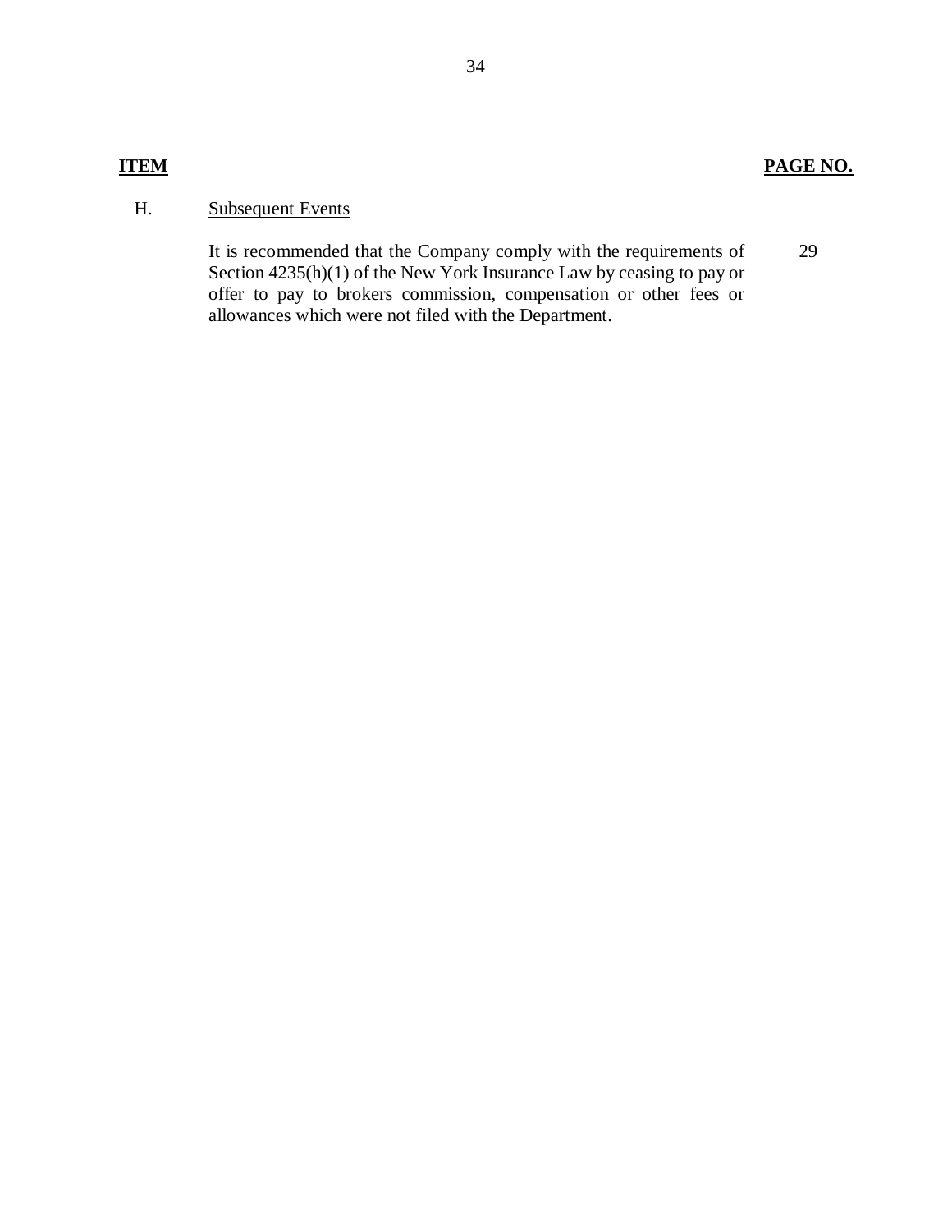| ITEM | | PAGE NO. |
|---|---|---|
| H. | Subsequent Events | |
| | It is recommended that the Company comply with the requirements of Section 4235(h)(1) of the New York Insurance Law by ceasing to pay or offer to pay to brokers commission, compensation or other fees or allowances which were not filed with the Department. | 29 |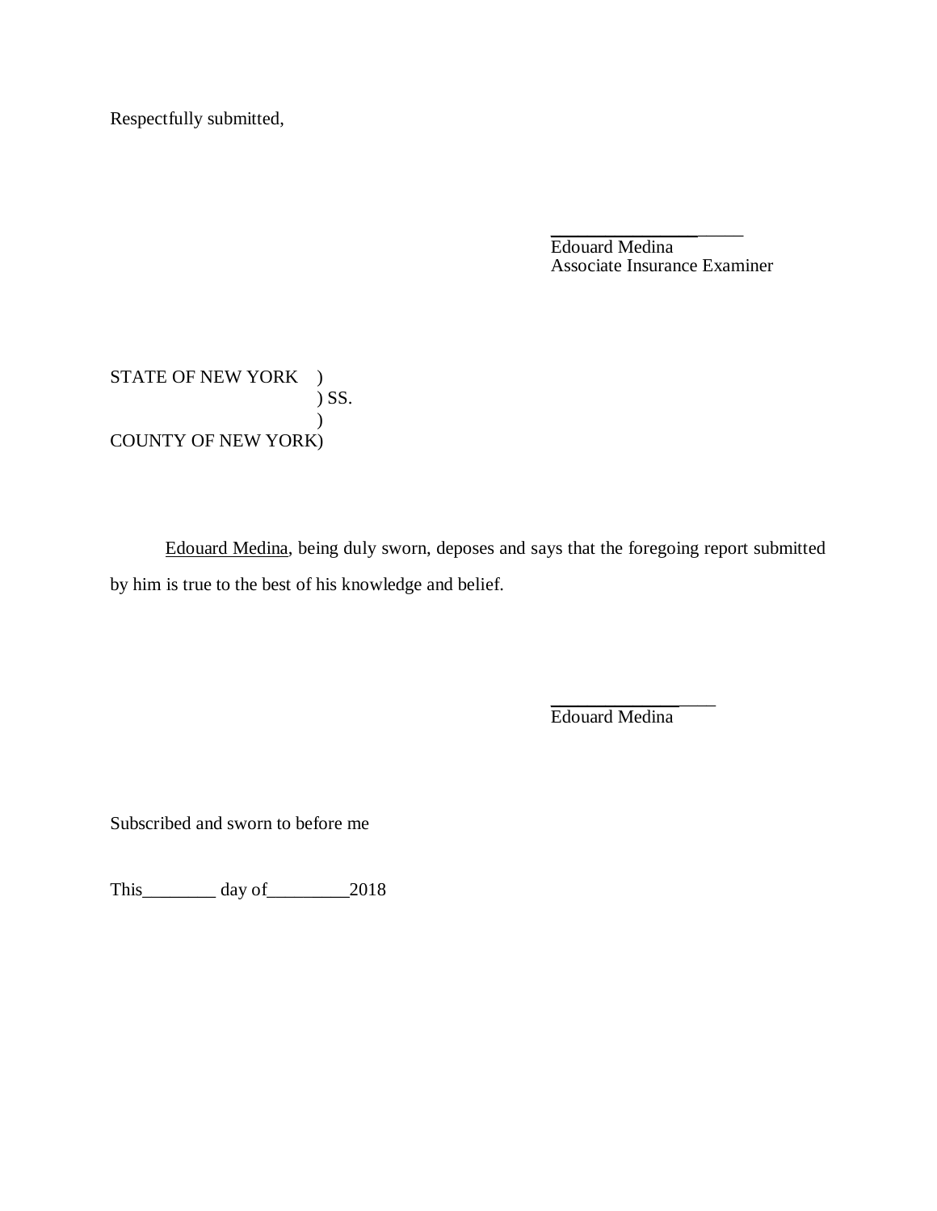Respectfully submitted,

_______________________
Edouard Medina
Associate Insurance Examiner

STATE OF NEW YORK )
) SS.
)
COUNTY OF NEW YORK)

Edouard Medina, being duly sworn, deposes and says that the foregoing report submitted by him is true to the best of his knowledge and belief.

____________________
Edouard Medina

Subscribed and sworn to before me

This________ day of_________2018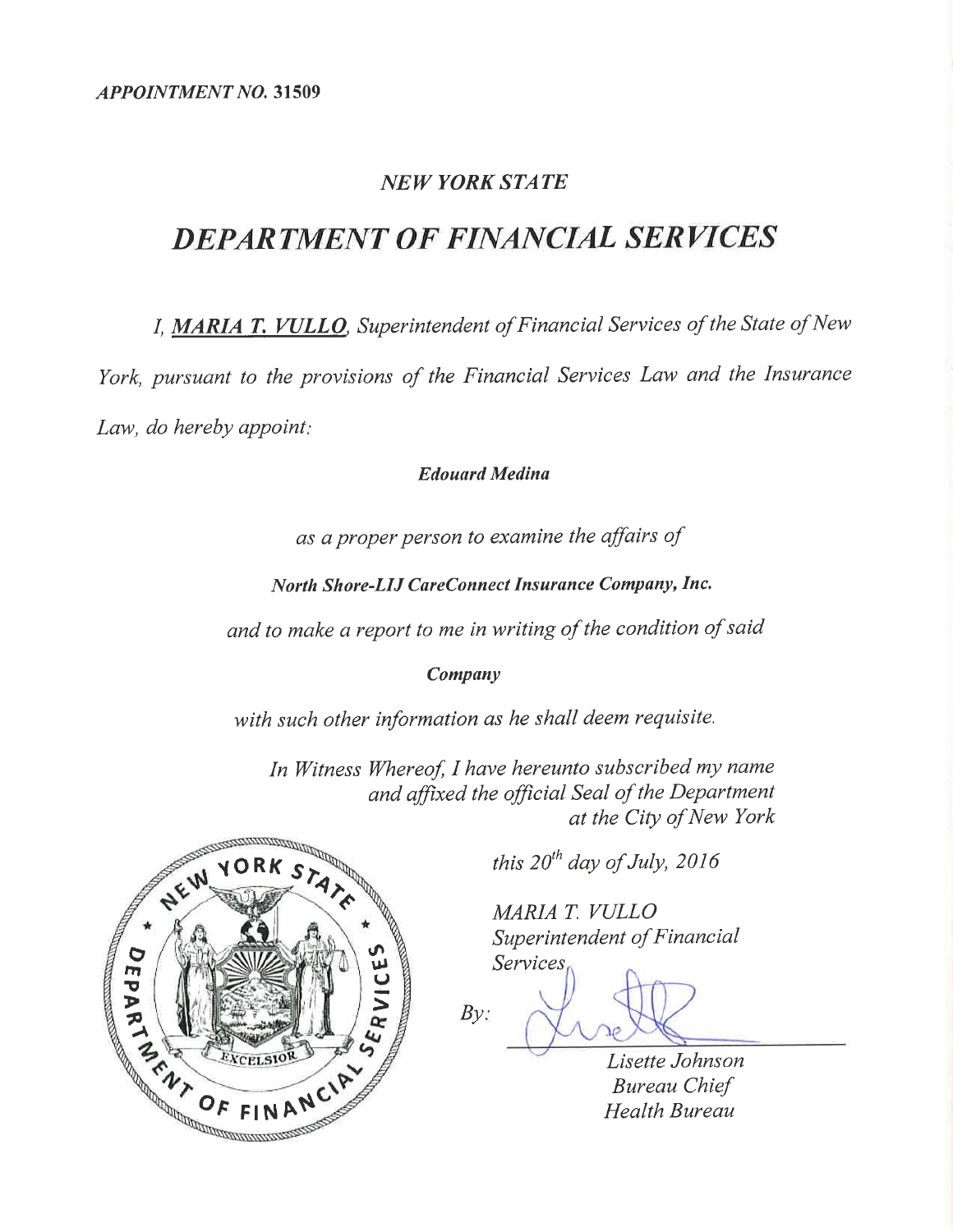*APPOINTMENT NO.* **31509**

## *NEW YORK STATE*

# *DEPARTMENT OF FINANCIAL SERVICES*

*I, **MARIA T. VULLO**, Superintendent of Financial Services of the State of New York, pursuant to the provisions of the Financial Services Law and the Insurance Law, do hereby appoint:*

***Edouard Medina***

*as a proper person to examine the affairs of*

***North Shore-LIJ CareConnect Insurance Company, Inc.***

*and to make a report to me in writing of the condition of said*

***Company***

*with such other information as he shall deem requisite.*

*In Witness Whereof, I have hereunto subscribed my name and affixed the official Seal of the Department at the City of New York*

*this 20th day of July, 2016*

*MARIA T. VULLO*
*Superintendent of Financial Services*

*By:*

*Lisette Johnson*
*Bureau Chief*
*Health Bureau*